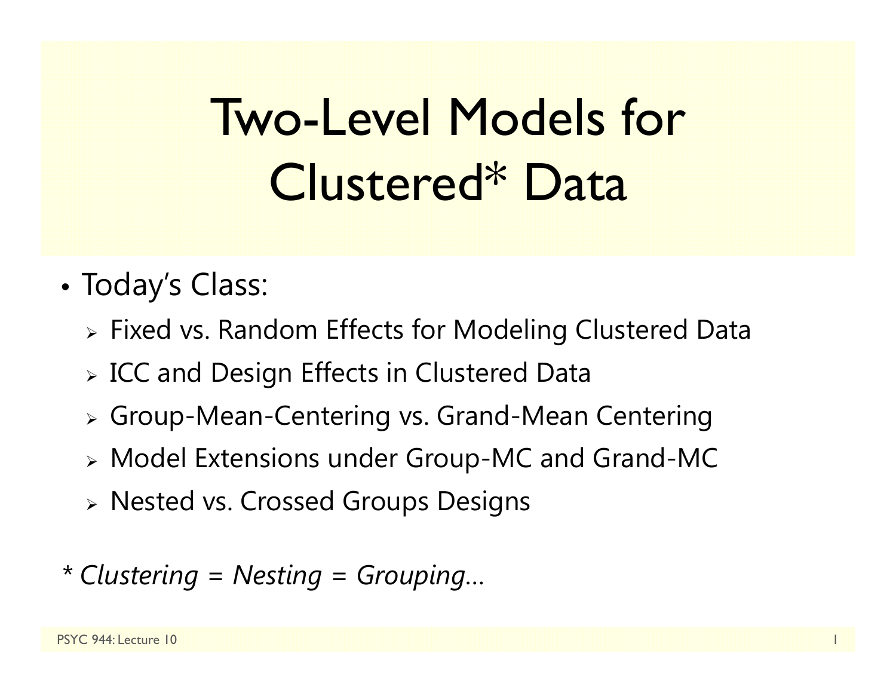# Two-Level Models for Clustered* Data

- Today's Class:
  - Fixed vs. Random Effects for Modeling Clustered Data
  - ICC and Design Effects in Clustered Data
  - Group-Mean-Centering vs. Grand-Mean Centering
  - Model Extensions under Group-MC and Grand-MC
  - Nested vs. Crossed Groups Designs

*\* Clustering = Nesting = Grouping…*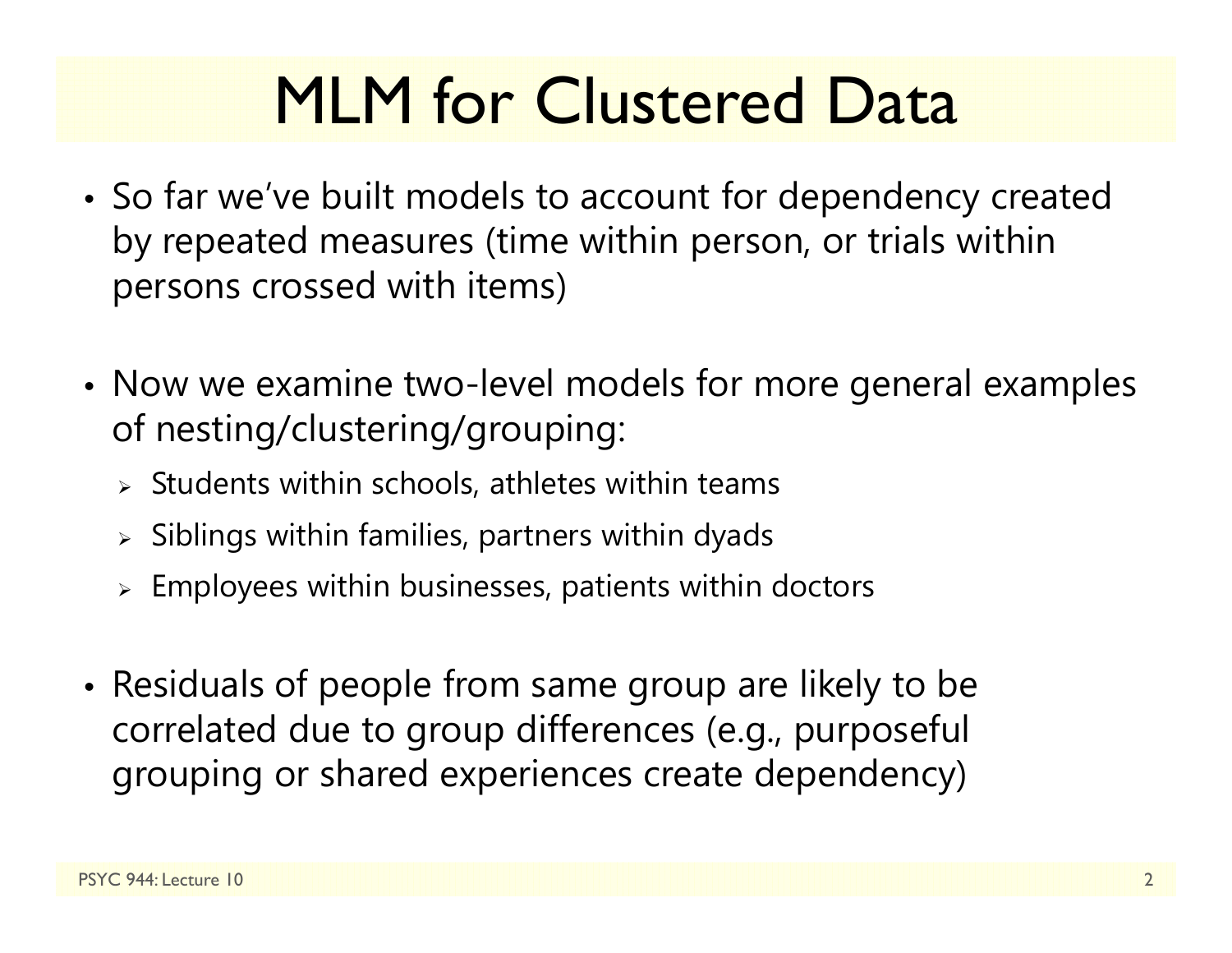# MLM for Clustered Data

- So far we've built models to account for dependency created by repeated measures (time within person, or trials within persons crossed with items)

- Now we examine two-level models for more general examples of nesting/clustering/grouping:
  - Students within schools, athletes within teams
  - Siblings within families, partners within dyads
  - Employees within businesses, patients within doctors

- Residuals of people from same group are likely to be correlated due to group differences (e.g., purposeful grouping or shared experiences create dependency)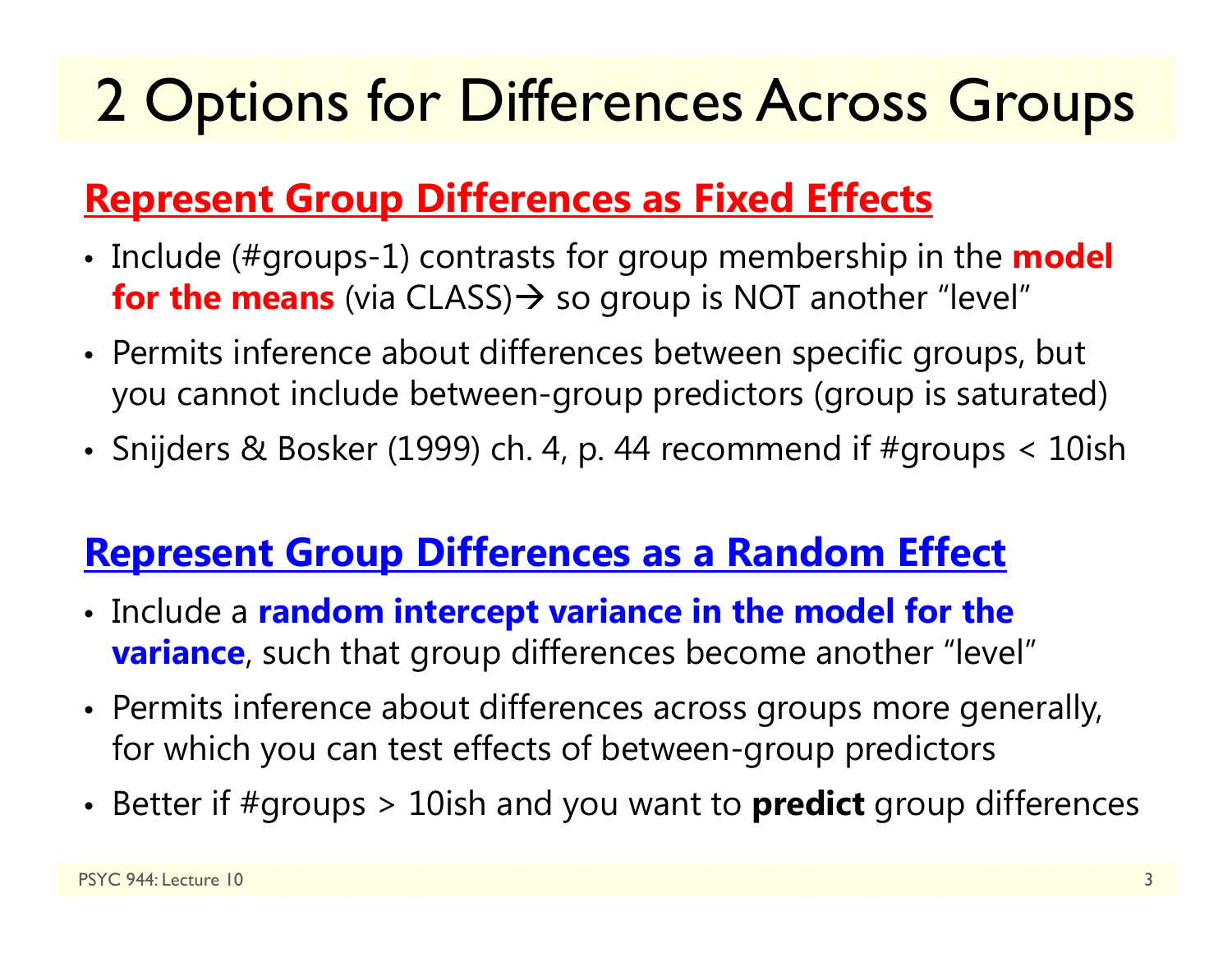# 2 Options for Differences Across Groups

## Represent Group Differences as Fixed Effects

- Include (#groups-1) contrasts for group membership in the **model for the means** (via CLASS)→ so group is NOT another "level"
- Permits inference about differences between specific groups, but you cannot include between-group predictors (group is saturated)
- Snijders & Bosker (1999) ch. 4, p. 44 recommend if #groups < 10ish

## Represent Group Differences as a Random Effect

- Include a **random intercept variance in the model for the variance**, such that group differences become another "level"
- Permits inference about differences across groups more generally, for which you can test effects of between-group predictors
- Better if #groups > 10ish and you want to **predict** group differences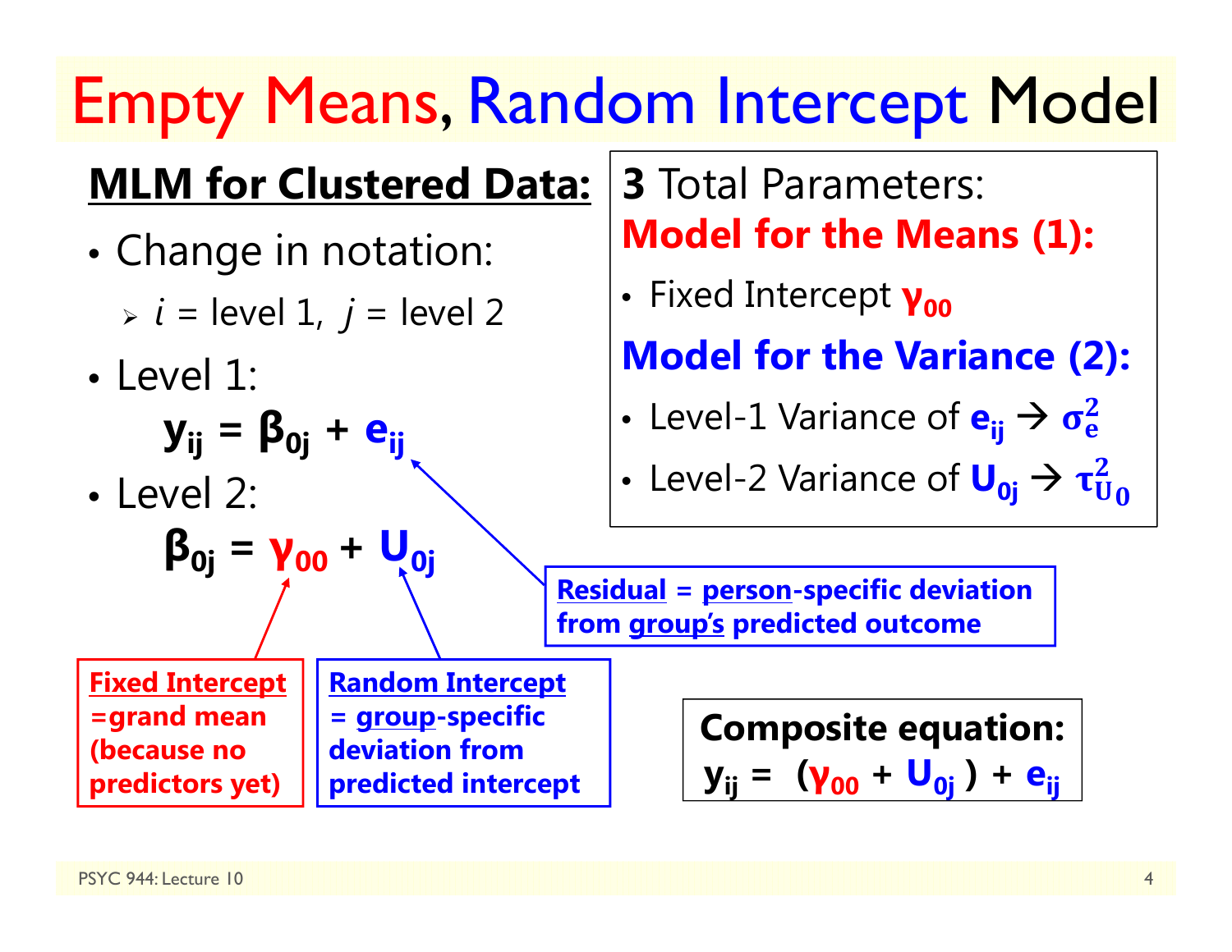# Empty Means, Random Intercept Model

## MLM for Clustered Data:

- Change in notation:
  - $i$ = level 1, $j$ = level 2
- Level 1:

$$y_{ij} = \beta_{0j} + e_{ij}$$

- Level 2:

$$\beta_{0j} = \gamma_{00} + U_{0j}$$

**Fixed Intercept =grand mean (because no predictors yet)**

**Random Intercept = group-specific deviation from predicted intercept**

**Residual = person-specific deviation from group's predicted outcome**

**3** Total Parameters:

**Model for the Means (1):**

- Fixed Intercept $\gamma_{00}$

**Model for the Variance (2):**

- Level-1 Variance of $e_{ij}$ → $\sigma_e^2$
- Level-2 Variance of $U_{0j}$ → $\tau_{U_0}^2$

**Composite equation:**

$$y_{ij} = (\gamma_{00} + U_{0j}) + e_{ij}$$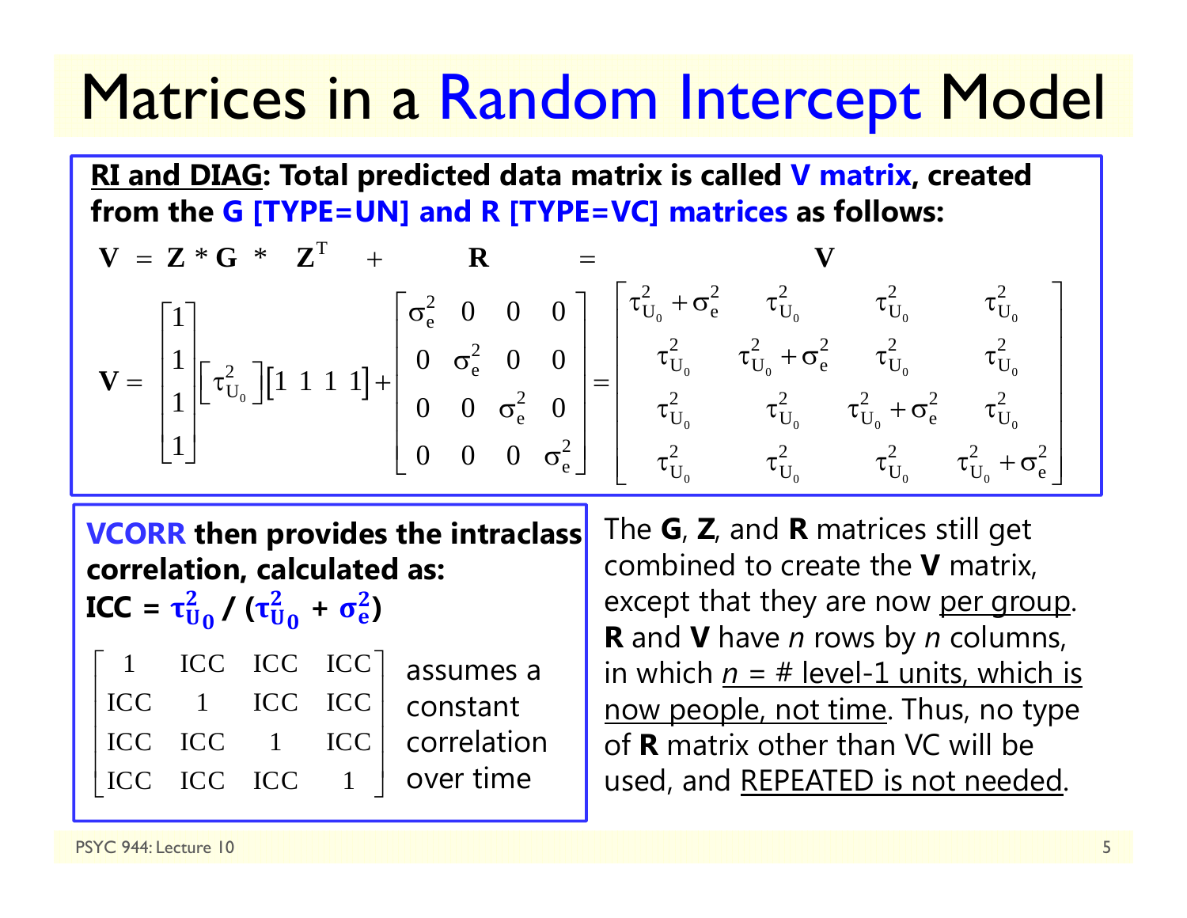# Matrices in a Random Intercept Model

**<u>RI and DIAG</u>: Total predicted data matrix is called V matrix, created from the G [TYPE=UN] and R [TYPE=VC] matrices as follows:**

$$\mathbf{V} = \mathbf{Z} * \mathbf{G} * \mathbf{Z}^{T} + \mathbf{R} = \mathbf{V}$$

$$\mathbf{V} = \begin{bmatrix} 1 \\ 1 \\ 1 \\ 1 \end{bmatrix} \begin{bmatrix} \tau^2_{U_0} \end{bmatrix} \begin{bmatrix} 1 & 1 & 1 & 1 \end{bmatrix} + \begin{bmatrix} \sigma^2_e & 0 & 0 & 0 \\ 0 & \sigma^2_e & 0 & 0 \\ 0 & 0 & \sigma^2_e & 0 \\ 0 & 0 & 0 & \sigma^2_e \end{bmatrix} = \begin{bmatrix} \tau^2_{U_0} + \sigma^2_e & \tau^2_{U_0} & \tau^2_{U_0} & \tau^2_{U_0} \\ \tau^2_{U_0} & \tau^2_{U_0} + \sigma^2_e & \tau^2_{U_0} & \tau^2_{U_0} \\ \tau^2_{U_0} & \tau^2_{U_0} & \tau^2_{U_0} + \sigma^2_e & \tau^2_{U_0} \\ \tau^2_{U_0} & \tau^2_{U_0} & \tau^2_{U_0} & \tau^2_{U_0} + \sigma^2_e \end{bmatrix}$$

**VCORR then provides the intraclass correlation, calculated as:**
**ICC = $\tau^2_{U_0} / (\tau^2_{U_0} + \sigma^2_e)$**

$$\begin{bmatrix} 1 & ICC & ICC & ICC \\ ICC & 1 & ICC & ICC \\ ICC & ICC & 1 & ICC \\ ICC & ICC & ICC & 1 \end{bmatrix}$$

assumes a constant correlation over time

The **G**, **Z**, and **R** matrices still get combined to create the **V** matrix, except that they are now <u>per group</u>. **R** and **V** have *n* rows by *n* columns, in which <u>*n* = # level-1 units, which is now people, not time</u>. Thus, no type of **R** matrix other than VC will be used, and <u>REPEATED is not needed</u>.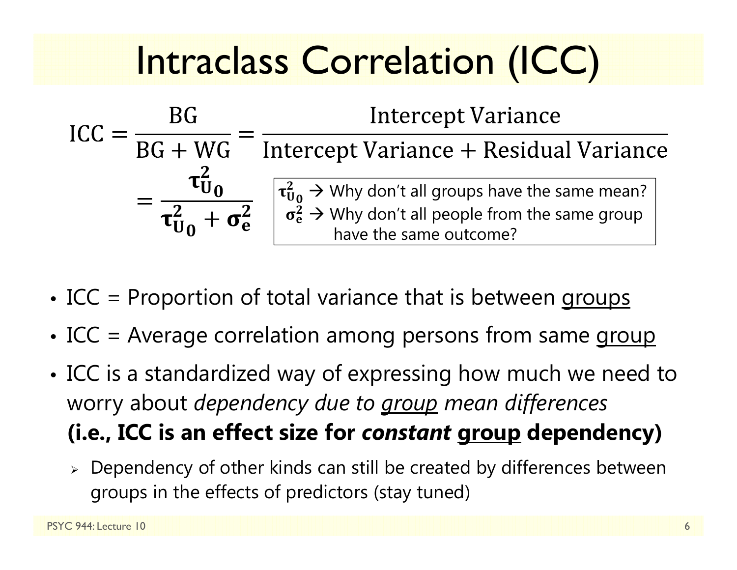# Intraclass Correlation (ICC)

$$\text{ICC} = \frac{\text{BG}}{\text{BG} + \text{WG}} = \frac{\text{Intercept Variance}}{\text{Intercept Variance} + \text{Residual Variance}}$$

$$= \frac{\boldsymbol{\tau}^2_{U_0}}{\boldsymbol{\tau}^2_{U_0} + \boldsymbol{\sigma}^2_e}$$

$\boldsymbol{\tau}^2_{U_0}$ → Why don't all groups have the same mean?
$\boldsymbol{\sigma}^2_e$ → Why don't all people from the same group have the same outcome?

- ICC = Proportion of total variance that is between <u>groups</u>
- ICC = Average correlation among persons from same <u>group</u>
- ICC is a standardized way of expressing how much we need to worry about *dependency due to <u>group</u> mean differences* **(i.e., ICC is an effect size for *constant* <u>group</u> dependency)**
  - Dependency of other kinds can still be created by differences between groups in the effects of predictors (stay tuned)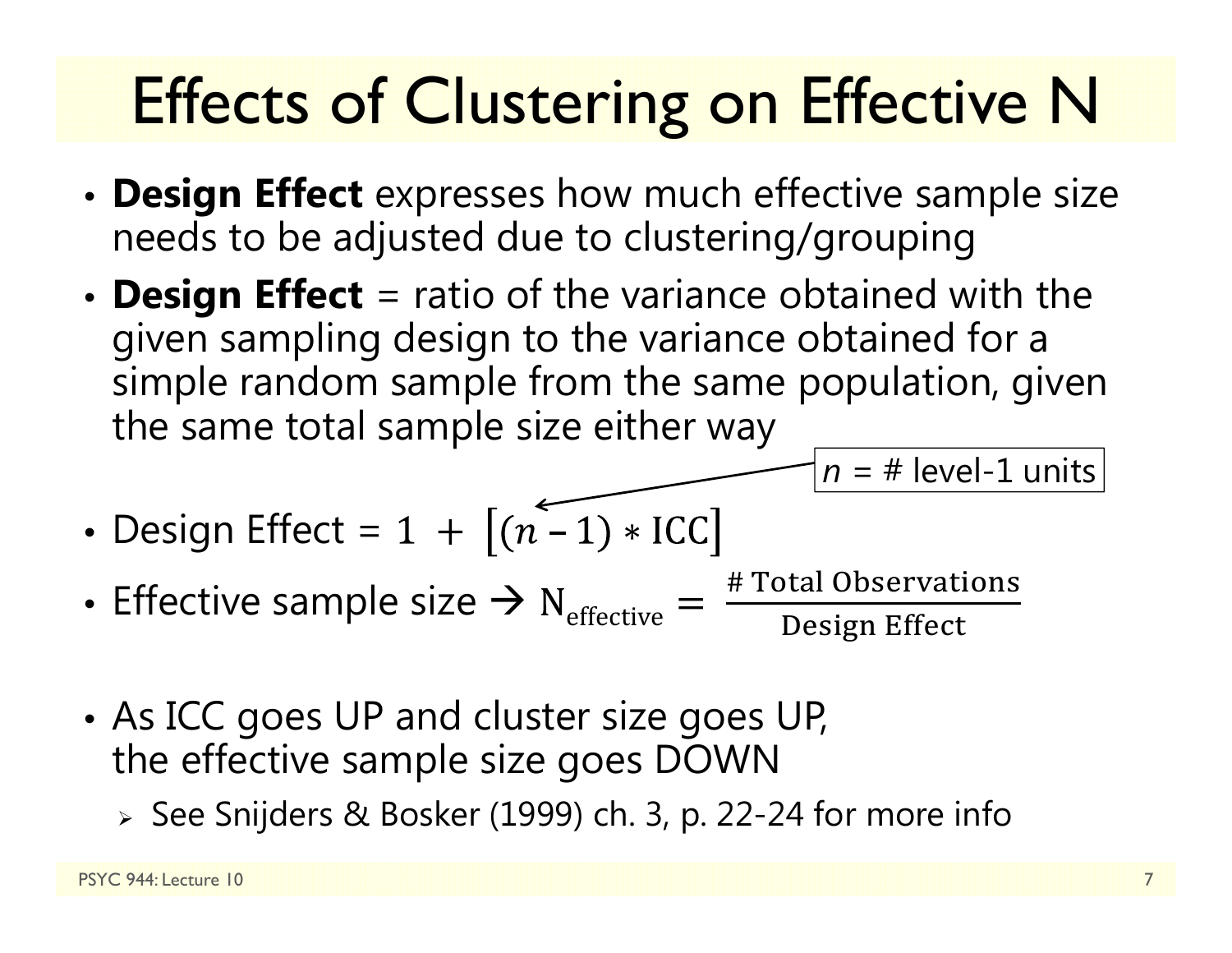# Effects of Clustering on Effective N

- **Design Effect** expresses how much effective sample size needs to be adjusted due to clustering/grouping
- **Design Effect** = ratio of the variance obtained with the given sampling design to the variance obtained for a simple random sample from the same population, given the same total sample size either way

$n$ = # level-1 units

- Design Effect = $1 + \left[(n - 1) * \text{ICC}\right]$
- Effective sample size → $\text{N}_{\text{effective}} = \frac{\text{\# Total Observations}}{\text{Design Effect}}$

- As ICC goes UP and cluster size goes UP, the effective sample size goes DOWN
  - See Snijders & Bosker (1999) ch. 3, p. 22-24 for more info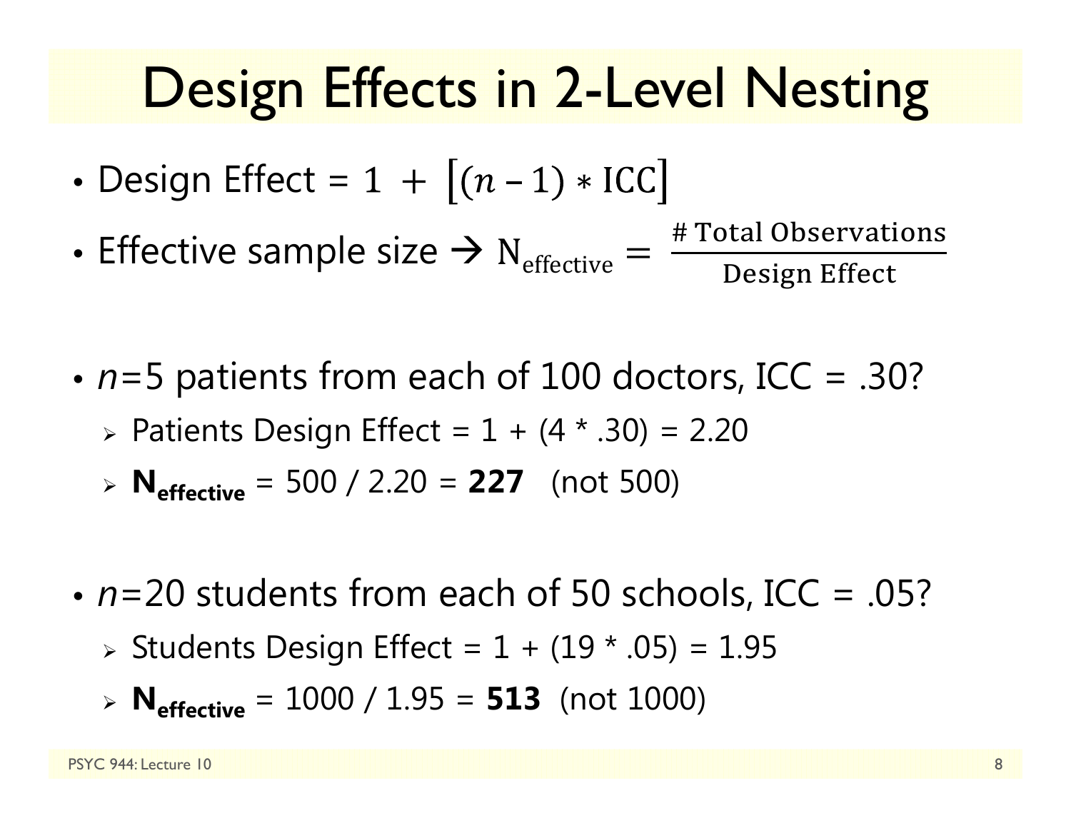# Design Effects in 2-Level Nesting

- Design Effect = $1 + \left[(n-1) * \text{ICC}\right]$
- Effective sample size → $\text{N}_{\text{effective}} = \dfrac{\text{\# Total Observations}}{\text{Design Effect}}$

- *n*=5 patients from each of 100 doctors, ICC = .30?
  - Patients Design Effect = 1 + (4 * .30) = 2.20
  - $\mathbf{N_{effective}}$ = 500 / 2.20 = **227** (not 500)

- *n*=20 students from each of 50 schools, ICC = .05?
  - Students Design Effect = 1 + (19 * .05) = 1.95
  - $\mathbf{N_{effective}}$ = 1000 / 1.95 = **513** (not 1000)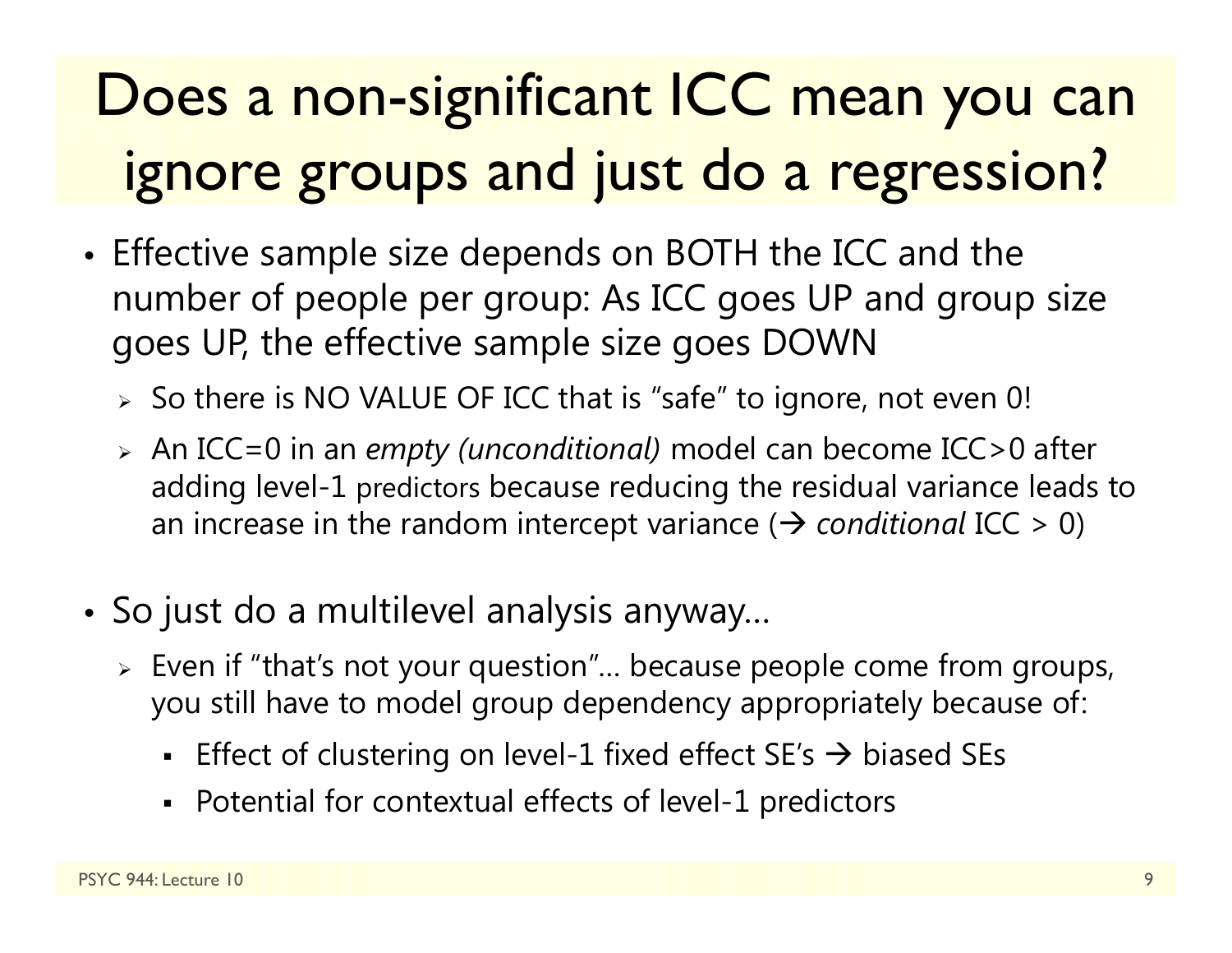# Does a non-significant ICC mean you can ignore groups and just do a regression?

- Effective sample size depends on BOTH the ICC and the number of people per group: As ICC goes UP and group size goes UP, the effective sample size goes DOWN
  - So there is NO VALUE OF ICC that is "safe" to ignore, not even 0!
  - An ICC=0 in an *empty (unconditional)* model can become ICC>0 after adding level-1 predictors because reducing the residual variance leads to an increase in the random intercept variance (→ *conditional* ICC > 0)

- So just do a multilevel analysis anyway…
  - Even if "that's not your question"… because people come from groups, you still have to model group dependency appropriately because of:
    - Effect of clustering on level-1 fixed effect SE's → biased SEs
    - Potential for contextual effects of level-1 predictors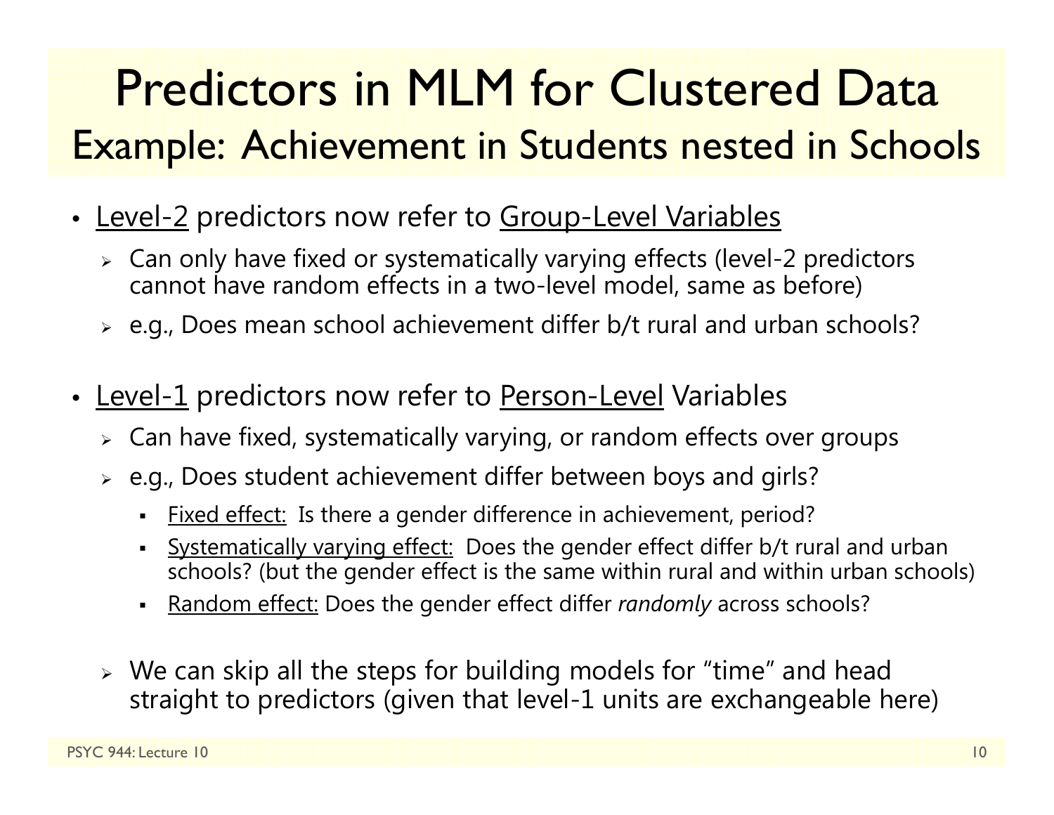# Predictors in MLM for Clustered Data
## Example: Achievement in Students nested in Schools

- Level-2 predictors now refer to Group-Level Variables
  - Can only have fixed or systematically varying effects (level-2 predictors cannot have random effects in a two-level model, same as before)
  - e.g., Does mean school achievement differ b/t rural and urban schools?

- Level-1 predictors now refer to Person-Level Variables
  - Can have fixed, systematically varying, or random effects over groups
  - e.g., Does student achievement differ between boys and girls?
    - Fixed effect: Is there a gender difference in achievement, period?
    - Systematically varying effect: Does the gender effect differ b/t rural and urban schools? (but the gender effect is the same within rural and within urban schools)
    - Random effect: Does the gender effect differ *randomly* across schools?
  - We can skip all the steps for building models for "time" and head straight to predictors (given that level-1 units are exchangeable here)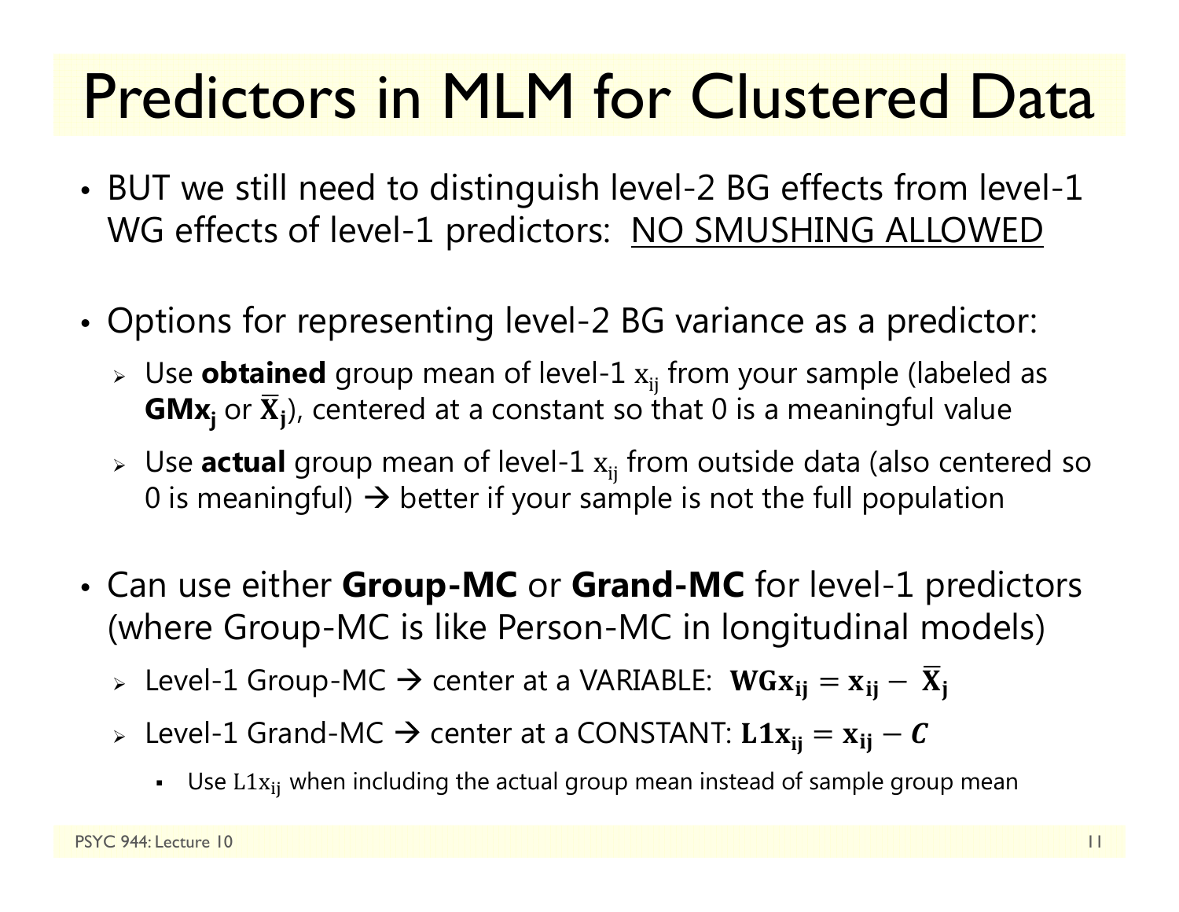# Predictors in MLM for Clustered Data

- BUT we still need to distinguish level-2 BG effects from level-1 WG effects of level-1 predictors: <u>NO SMUSHING ALLOWED</u>

- Options for representing level-2 BG variance as a predictor:
  - Use **obtained** group mean of level-1 $x_{ij}$ from your sample (labeled as $\mathbf{GMx_j}$ or $\mathbf{\bar{X}_j}$), centered at a constant so that 0 is a meaningful value
  - Use **actual** group mean of level-1 $x_{ij}$ from outside data (also centered so 0 is meaningful) → better if your sample is not the full population

- Can use either **Group-MC** or **Grand-MC** for level-1 predictors (where Group-MC is like Person-MC in longitudinal models)
  - Level-1 Group-MC → center at a VARIABLE: $\mathbf{WGx_{ij}} = \mathbf{x_{ij}} - \mathbf{\bar{X}_j}$
  - Level-1 Grand-MC → center at a CONSTANT: $\mathbf{L1x_{ij}} = \mathbf{x_{ij}} - \boldsymbol{C}$
    - Use $\mathrm{L1x_{ij}}$ when including the actual group mean instead of sample group mean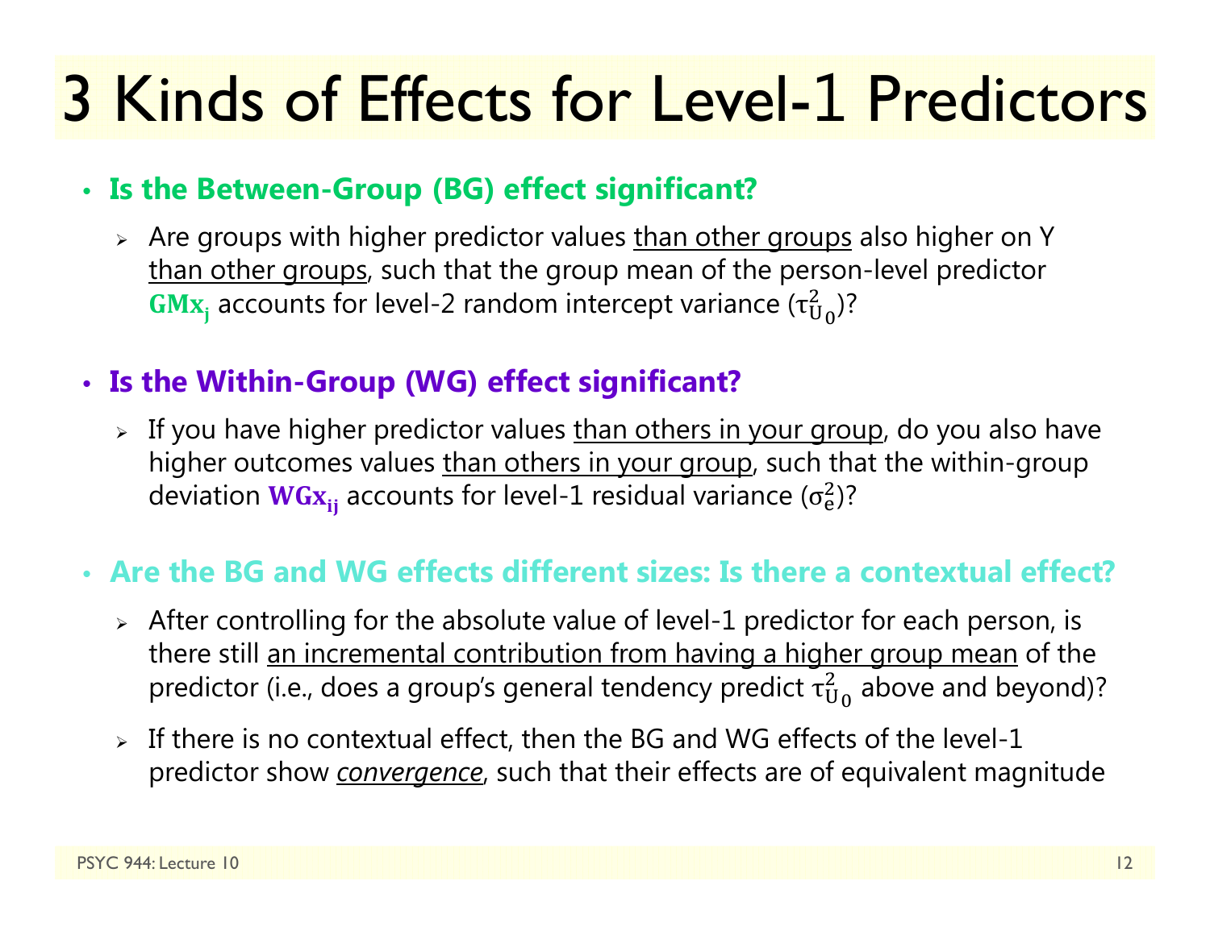# 3 Kinds of Effects for Level-1 Predictors

- **Is the Between-Group (BG) effect significant?**
  - Are groups with higher predictor values than other groups also higher on Y than other groups, such that the group mean of the person-level predictor $\mathbf{GMx_j}$ accounts for level-2 random intercept variance ($\tau^2_{U_0}$)?

- **Is the Within-Group (WG) effect significant?**
  - If you have higher predictor values than others in your group, do you also have higher outcomes values than others in your group, such that the within-group deviation $\mathbf{WGx_{ij}}$ accounts for level-1 residual variance ($\sigma^2_e$)?

- **Are the BG and WG effects different sizes: Is there a contextual effect?**
  - After controlling for the absolute value of level-1 predictor for each person, is there still an incremental contribution from having a higher group mean of the predictor (i.e., does a group's general tendency predict $\tau^2_{U_0}$ above and beyond)?
  - If there is no contextual effect, then the BG and WG effects of the level-1 predictor show *convergence*, such that their effects are of equivalent magnitude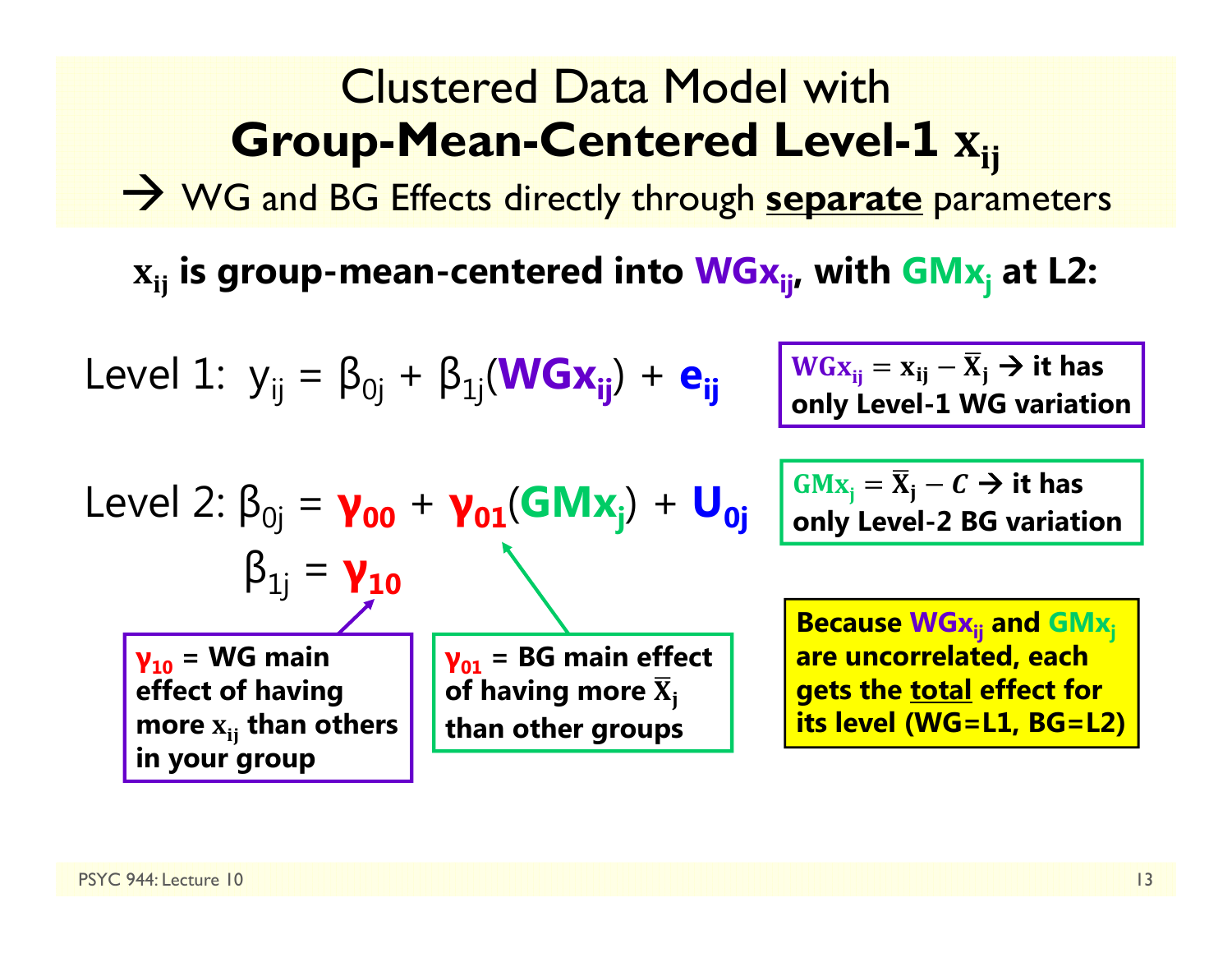# Clustered Data Model with **Group-Mean-Centered Level-1 $x_{ij}$**

→ WG and BG Effects directly through **separate** parameters

**$x_{ij}$ is group-mean-centered into $WGx_{ij}$, with $GMx_j$ at L2:**

Level 1: $y_{ij} = \beta_{0j} + \beta_{1j}(WGx_{ij}) + e_{ij}$

Level 2: $\beta_{0j} = \gamma_{00} + \gamma_{01}(GMx_j) + U_{0j}$

$\beta_{1j} = \gamma_{10}$

**$WGx_{ij} = x_{ij} - \bar{X}_j$ → it has only Level-1 WG variation**

**$GMx_j = \bar{X}_j - C$ → it has only Level-2 BG variation**

**$\gamma_{10}$ = WG main effect of having more $x_{ij}$ than others in your group**

**$\gamma_{01}$ = BG main effect of having more $\bar{X}_j$ than other groups**

**Because $WGx_{ij}$ and $GMx_j$ are uncorrelated, each gets the total effect for its level (WG=L1, BG=L2)**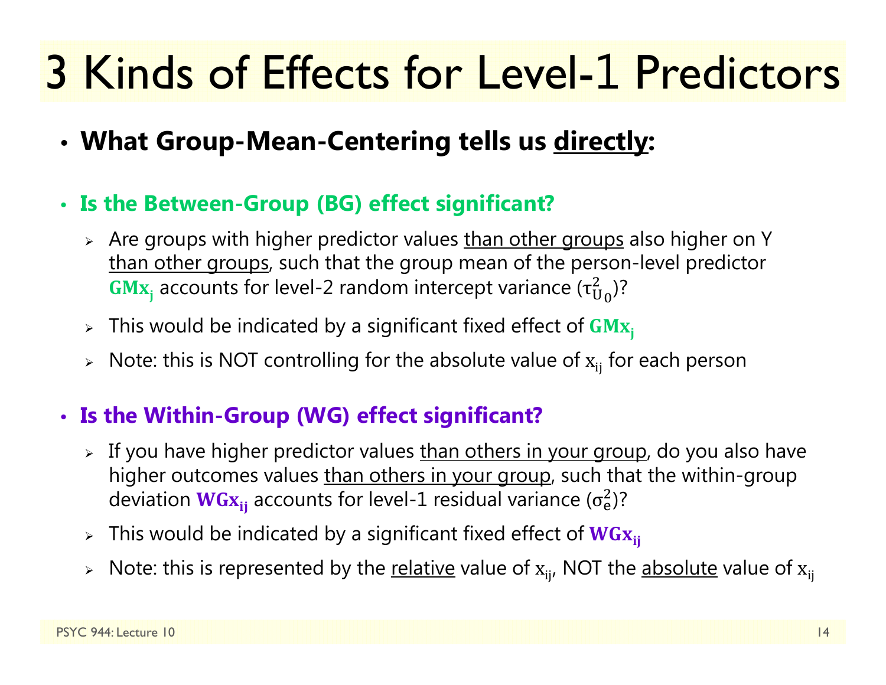# 3 Kinds of Effects for Level-1 Predictors

- **What Group-Mean-Centering tells us directly:**

- **Is the Between-Group (BG) effect significant?**
  - Are groups with higher predictor values than other groups also higher on Y than other groups, such that the group mean of the person-level predictor $\mathbf{GMx_j}$ accounts for level-2 random intercept variance ($\tau^2_{U_0}$)?
  - This would be indicated by a significant fixed effect of $\mathbf{GMx_j}$
  - Note: this is NOT controlling for the absolute value of $x_{ij}$ for each person

- **Is the Within-Group (WG) effect significant?**
  - If you have higher predictor values than others in your group, do you also have higher outcomes values than others in your group, such that the within-group deviation $\mathbf{WGx_{ij}}$ accounts for level-1 residual variance ($\sigma^2_e$)?
  - This would be indicated by a significant fixed effect of $\mathbf{WGx_{ij}}$
  - Note: this is represented by the relative value of $x_{ij}$, NOT the absolute value of $x_{ij}$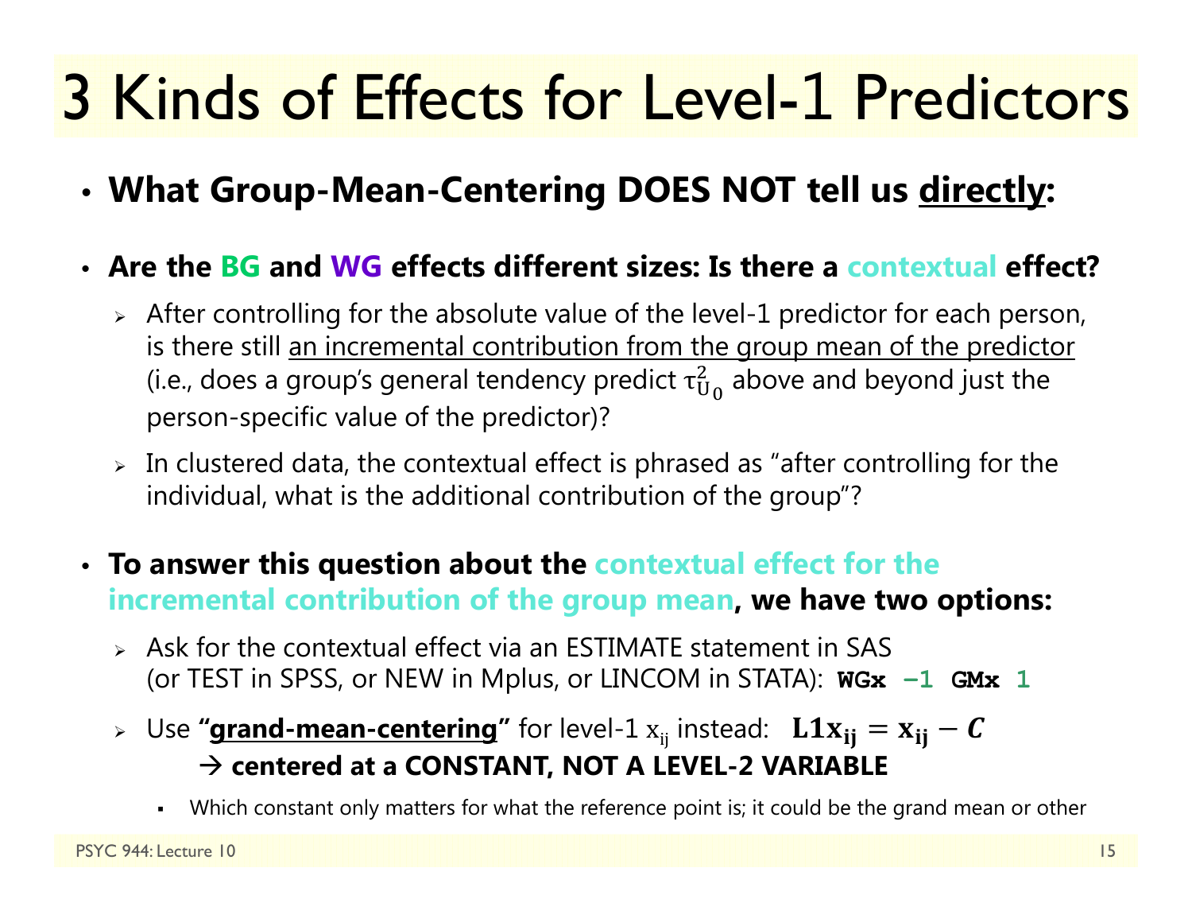# 3 Kinds of Effects for Level-1 Predictors

- **What Group-Mean-Centering DOES NOT tell us directly:**
- **Are the BG and WG effects different sizes: Is there a contextual effect?**
  - After controlling for the absolute value of the level-1 predictor for each person, is there still an incremental contribution from the group mean of the predictor (i.e., does a group's general tendency predict $\tau^2_{U_0}$ above and beyond just the person-specific value of the predictor)?
  - In clustered data, the contextual effect is phrased as "after controlling for the individual, what is the additional contribution of the group"?
- **To answer this question about the contextual effect for the incremental contribution of the group mean, we have two options:**
  - Ask for the contextual effect via an ESTIMATE statement in SAS (or TEST in SPSS, or NEW in Mplus, or LINCOM in STATA): `WGx -1 GMx 1`
  - Use **"grand-mean-centering"** for level-1 $x_{ij}$ instead: $\mathbf{L1x_{ij} = x_{ij} - C}$
    → **centered at a CONSTANT, NOT A LEVEL-2 VARIABLE**
    - Which constant only matters for what the reference point is; it could be the grand mean or other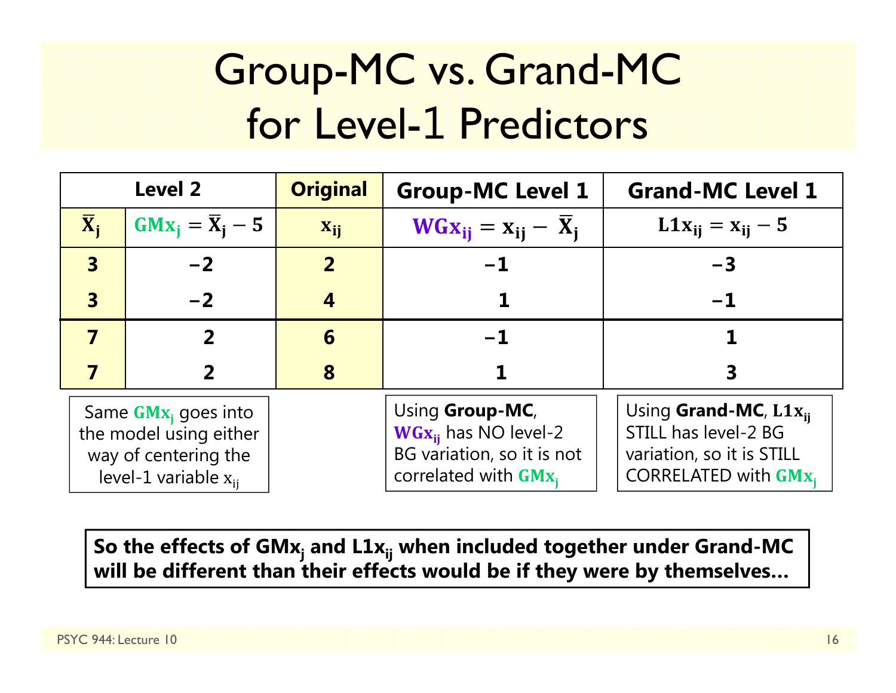# Group-MC vs. Grand-MC for Level-1 Predictors

| Level 2 | | Original | Group-MC Level 1 | Grand-MC Level 1 |
|---|---|---|---|---|
| $\bar{X}_j$ | $GMx_j = \bar{X}_j - 5$ | $x_{ij}$ | $WGx_{ij} = x_{ij} - \bar{X}_j$ | $L1x_{ij} = x_{ij} - 5$ |
| 3 | −2 | 2 | −1 | −3 |
| 3 | −2 | 4 | 1 | −1 |
| 7 | 2 | 6 | −1 | 1 |
| 7 | 2 | 8 | 1 | 3 |

Same $GMx_j$ goes into the model using either way of centering the level-1 variable $x_{ij}$

Using **Group-MC**, $WGx_{ij}$ has NO level-2 BG variation, so it is not correlated with $GMx_j$

Using **Grand-MC**, $L1x_{ij}$ STILL has level-2 BG variation, so it is STILL CORRELATED with $GMx_j$

**So the effects of $GMx_j$ and $L1x_{ij}$ when included together under Grand-MC will be different than their effects would be if they were by themselves…**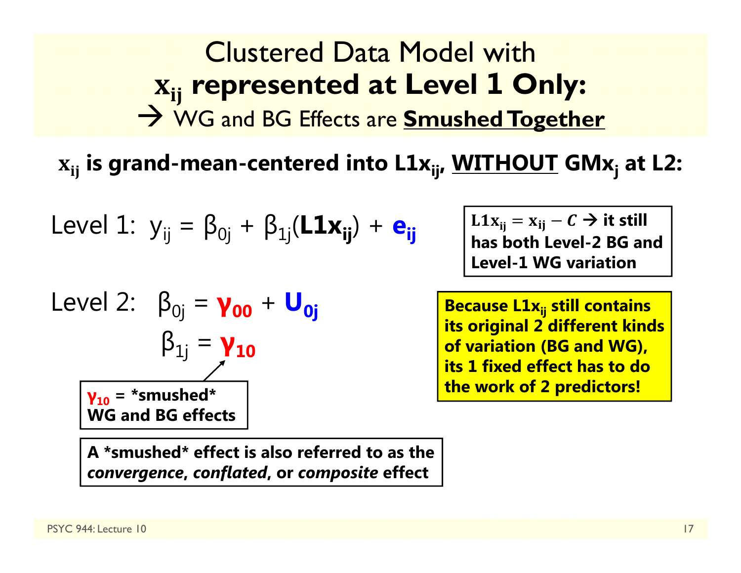# Clustered Data Model with $x_{ij}$ represented at Level 1 Only:

## → WG and BG Effects are **Smushed Together**

**$x_{ij}$ is grand-mean-centered into $L1x_{ij}$, WITHOUT $GMx_j$ at L2:**

Level 1: $y_{ij} = \beta_{0j} + \beta_{1j}(\mathbf{L1x_{ij}}) + \mathbf{e_{ij}}$

**$L1x_{ij} = x_{ij} - C$ → it still has both Level-2 BG and Level-1 WG variation**

Level 2: $\beta_{0j} = \boldsymbol{\gamma_{00}} + \mathbf{U_{0j}}$

$\beta_{1j} = \boldsymbol{\gamma_{10}}$

**$\gamma_{10}$ = *smushed* WG and BG effects**

**Because $L1x_{ij}$ still contains its original 2 different kinds of variation (BG and WG), its 1 fixed effect has to do the work of 2 predictors!**

**A *smushed* effect is also referred to as the *convergence*, *conflated*, or *composite* effect**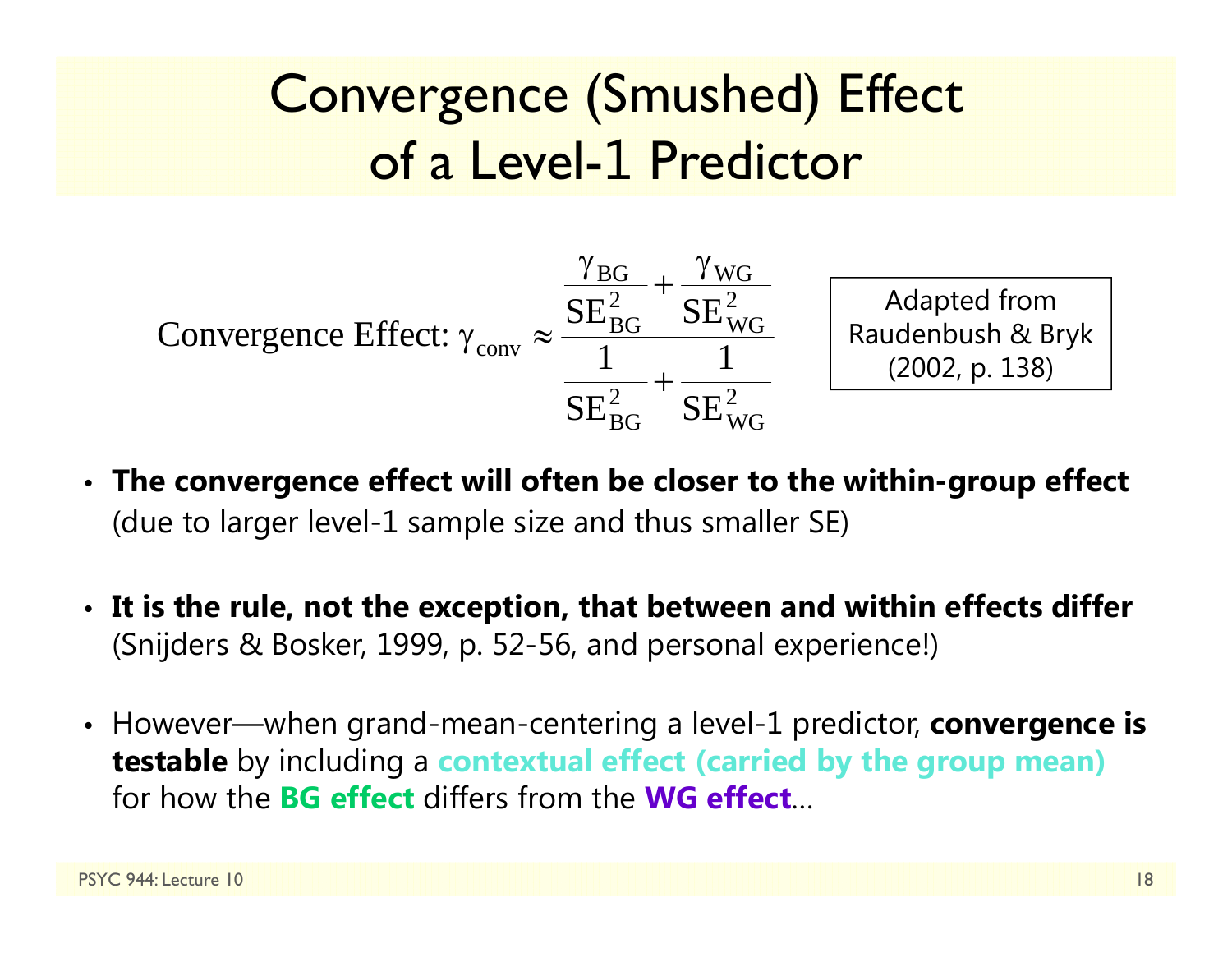# Convergence (Smushed) Effect of a Level-1 Predictor

$$\text{Convergence Effect: } \gamma_{\text{conv}} \approx \frac{\dfrac{\gamma_{\text{BG}}}{\text{SE}_{\text{BG}}^2} + \dfrac{\gamma_{\text{WG}}}{\text{SE}_{\text{WG}}^2}}{\dfrac{1}{\text{SE}_{\text{BG}}^2} + \dfrac{1}{\text{SE}_{\text{WG}}^2}}$$

Adapted from Raudenbush & Bryk (2002, p. 138)

- **The convergence effect will often be closer to the within-group effect** (due to larger level-1 sample size and thus smaller SE)
- **It is the rule, not the exception, that between and within effects differ** (Snijders & Bosker, 1999, p. 52-56, and personal experience!)
- However—when grand-mean-centering a level-1 predictor, **convergence is testable** by including a **contextual effect (carried by the group mean)** for how the **BG effect** differs from the **WG effect**…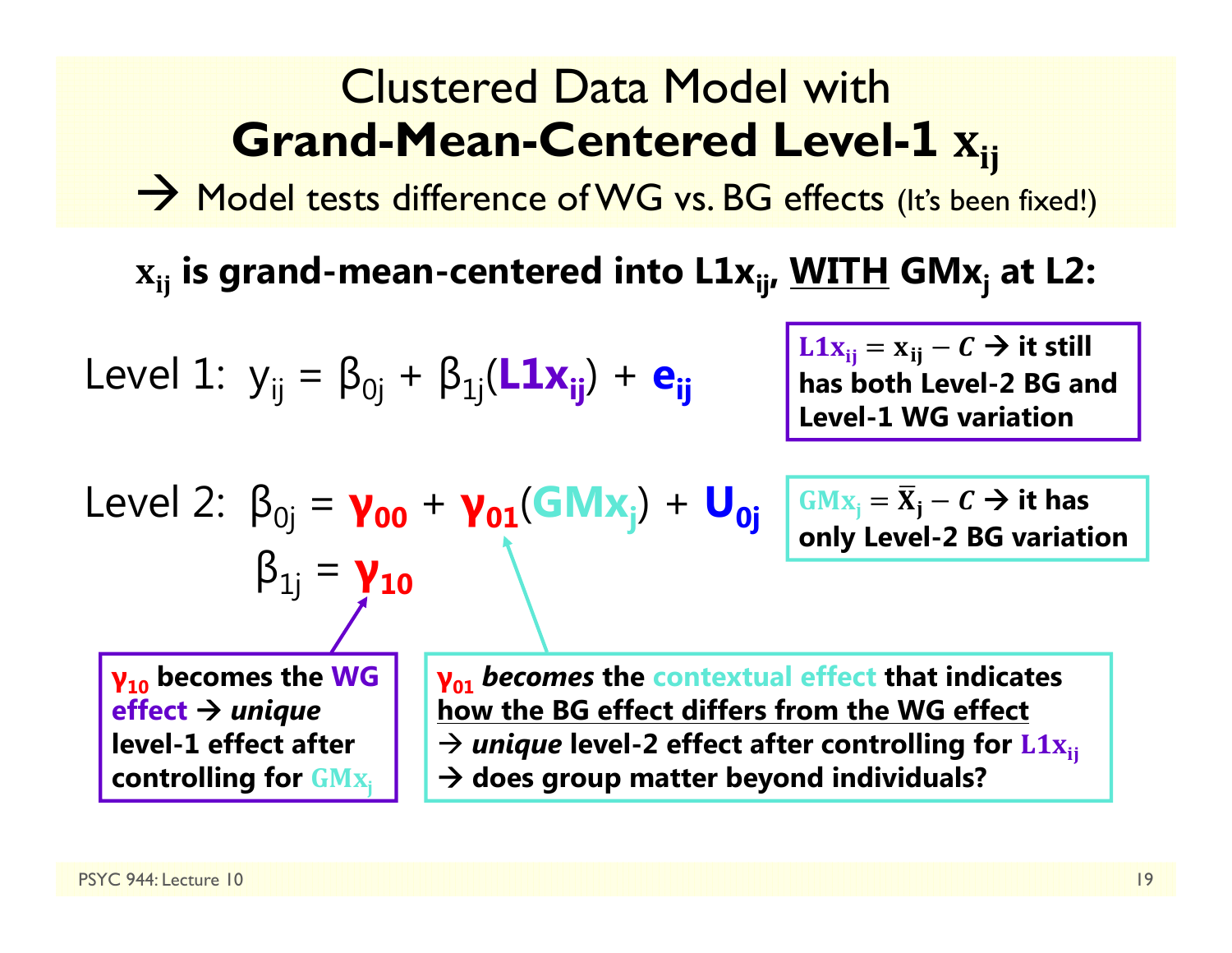# Clustered Data Model with **Grand-Mean-Centered Level-1 $x_{ij}$**

→ Model tests difference of WG vs. BG effects (It's been fixed!)

**$x_{ij}$ is grand-mean-centered into $L1x_{ij}$, WITH $GMx_j$ at L2:**

Level 1: $y_{ij} = \beta_{0j} + \beta_{1j}(L1x_{ij}) + e_{ij}$

**$L1x_{ij} = x_{ij} - C$ → it still has both Level-2 BG and Level-1 WG variation**

Level 2: $\beta_{0j} = \gamma_{00} + \gamma_{01}(GMx_j) + U_{0j}$

$\beta_{1j} = \gamma_{10}$

**$GMx_j = \bar{X}_j - C$ → it has only Level-2 BG variation**

**$\gamma_{10}$ becomes the WG effect → *unique* level-1 effect after controlling for $GMx_j$**

**$\gamma_{01}$ *becomes* the contextual effect that indicates how the BG effect differs from the WG effect → *unique* level-2 effect after controlling for $L1x_{ij}$ → does group matter beyond individuals?**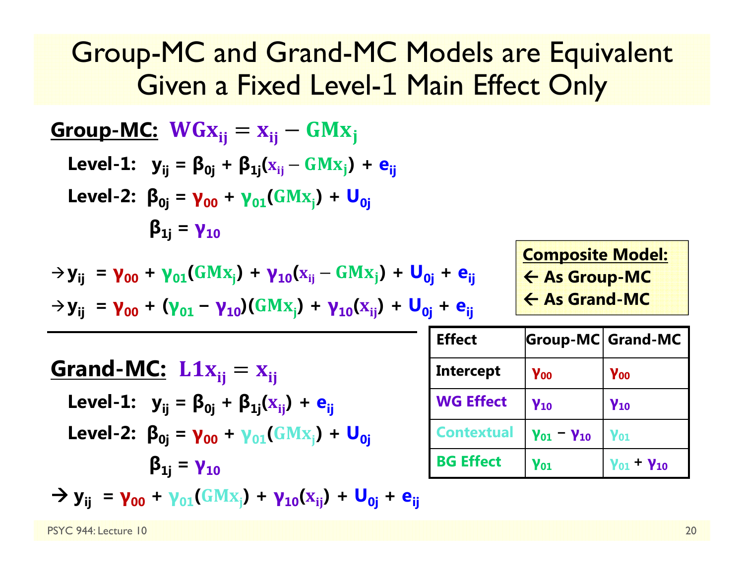# Group-MC and Grand-MC Models are Equivalent Given a Fixed Level-1 Main Effect Only

**Group-MC:** $\mathrm{WGx_{ij}} = \mathrm{x_{ij}} - \mathrm{GMx_j}$

**Level-1:** $y_{ij} = \beta_{0j} + \beta_{1j}(\mathrm{x_{ij}} - \mathrm{GMx_j}) + e_{ij}$

**Level-2:** $\beta_{0j} = \gamma_{00} + \gamma_{01}(\mathrm{GMx_j}) + U_{0j}$

$\beta_{1j} = \gamma_{10}$

$\rightarrow y_{ij} = \gamma_{00} + \gamma_{01}(\mathrm{GMx_j}) + \gamma_{10}(\mathrm{x_{ij}} - \mathrm{GMx_j}) + U_{0j} + e_{ij}$

$\rightarrow y_{ij} = \gamma_{00} + (\gamma_{01} - \gamma_{10})(\mathrm{GMx_j}) + \gamma_{10}(\mathrm{x_{ij}}) + U_{0j} + e_{ij}$

**Composite Model:**
← As Group-MC
← As Grand-MC

---

**Grand-MC:** $\mathrm{L1x_{ij}} = \mathrm{x_{ij}}$

**Level-1:** $y_{ij} = \beta_{0j} + \beta_{1j}(\mathrm{x_{ij}}) + e_{ij}$

**Level-2:** $\beta_{0j} = \gamma_{00} + \gamma_{01}(\mathrm{GMx_j}) + U_{0j}$

$\beta_{1j} = \gamma_{10}$

$\rightarrow y_{ij} = \gamma_{00} + \gamma_{01}(\mathrm{GMx_j}) + \gamma_{10}(\mathrm{x_{ij}}) + U_{0j} + e_{ij}$

| Effect | Group-MC | Grand-MC |
|---|---|---|
| Intercept | $\gamma_{00}$ | $\gamma_{00}$ |
| WG Effect | $\gamma_{10}$ | $\gamma_{10}$ |
| Contextual | $\gamma_{01} - \gamma_{10}$ | $\gamma_{01}$ |
| BG Effect | $\gamma_{01}$ | $\gamma_{01} + \gamma_{10}$ |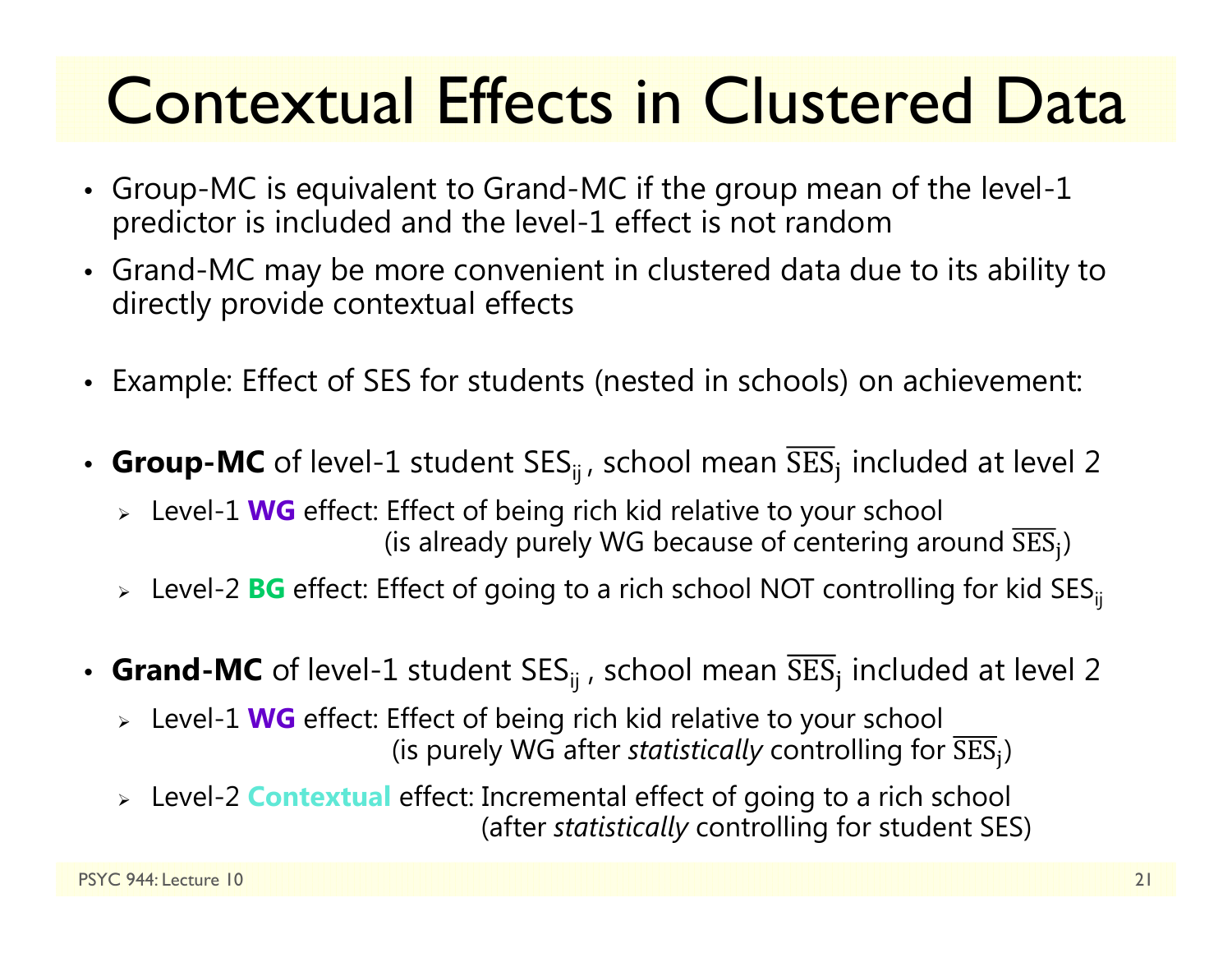# Contextual Effects in Clustered Data

- Group-MC is equivalent to Grand-MC if the group mean of the level-1 predictor is included and the level-1 effect is not random
- Grand-MC may be more convenient in clustered data due to its ability to directly provide contextual effects
- Example: Effect of SES for students (nested in schools) on achievement:
- **Group-MC** of level-1 student $SES_{ij}$, school mean $\overline{SES}_j$ included at level 2
  - Level-1 **WG** effect: Effect of being rich kid relative to your school (is already purely WG because of centering around $\overline{SES}_j$)
  - Level-2 **BG** effect: Effect of going to a rich school NOT controlling for kid $SES_{ij}$
- **Grand-MC** of level-1 student $SES_{ij}$, school mean $\overline{SES}_j$ included at level 2
  - Level-1 **WG** effect: Effect of being rich kid relative to your school (is purely WG after *statistically* controlling for $\overline{SES}_j$)
  - Level-2 **Contextual** effect: Incremental effect of going to a rich school (after *statistically* controlling for student SES)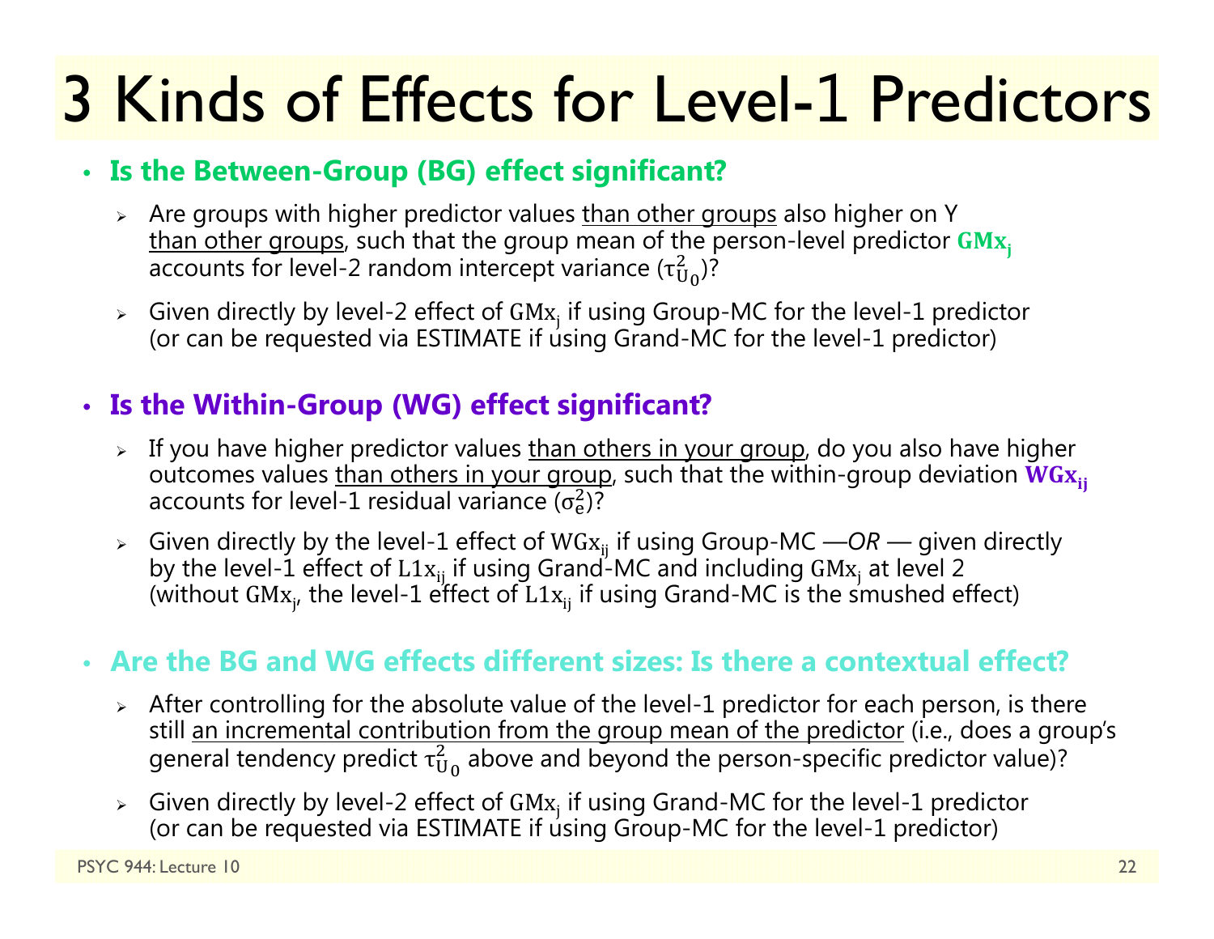# 3 Kinds of Effects for Level-1 Predictors

- **Is the Between-Group (BG) effect significant?**
  - Are groups with higher predictor values than other groups also higher on Y than other groups, such that the group mean of the person-level predictor $\mathbf{GMx_j}$ accounts for level-2 random intercept variance ($\tau^2_{U_0}$)?
  - Given directly by level-2 effect of $\mathrm{GMx_j}$ if using Group-MC for the level-1 predictor (or can be requested via ESTIMATE if using Grand-MC for the level-1 predictor)

- **Is the Within-Group (WG) effect significant?**
  - If you have higher predictor values than others in your group, do you also have higher outcomes values than others in your group, such that the within-group deviation $\mathbf{WGx_{ij}}$ accounts for level-1 residual variance ($\sigma^2_e$)?
  - Given directly by the level-1 effect of $\mathrm{WGx_{ij}}$ if using Group-MC —*OR* — given directly by the level-1 effect of $\mathrm{L1x_{ij}}$ if using Grand-MC and including $\mathrm{GMx_j}$ at level 2 (without $\mathrm{GMx_j}$, the level-1 effect of $\mathrm{L1x_{ij}}$ if using Grand-MC is the smushed effect)

- **Are the BG and WG effects different sizes: Is there a contextual effect?**
  - After controlling for the absolute value of the level-1 predictor for each person, is there still an incremental contribution from the group mean of the predictor (i.e., does a group's general tendency predict $\tau^2_{U_0}$ above and beyond the person-specific predictor value)?
  - Given directly by level-2 effect of $\mathrm{GMx_j}$ if using Grand-MC for the level-1 predictor (or can be requested via ESTIMATE if using Group-MC for the level-1 predictor)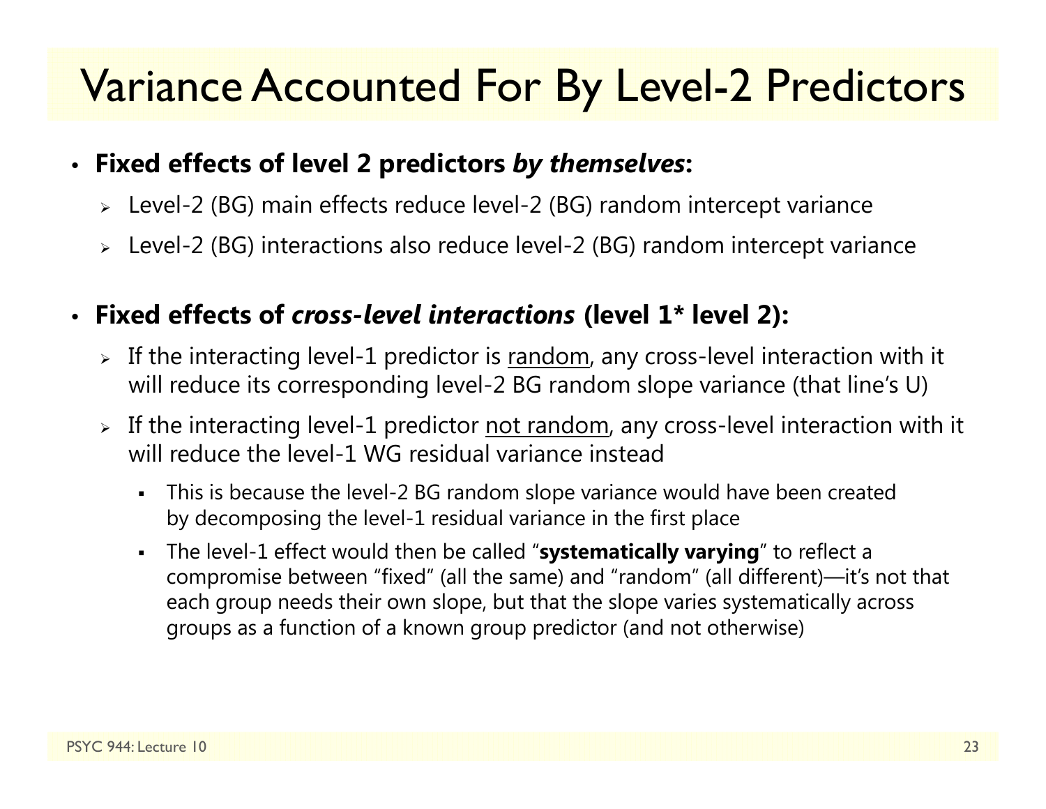# Variance Accounted For By Level-2 Predictors

- **Fixed effects of level 2 predictors *by themselves*:**
  - Level-2 (BG) main effects reduce level-2 (BG) random intercept variance
  - Level-2 (BG) interactions also reduce level-2 (BG) random intercept variance

- **Fixed effects of *cross-level interactions* (level 1* level 2):**
  - If the interacting level-1 predictor is <u>random</u>, any cross-level interaction with it will reduce its corresponding level-2 BG random slope variance (that line's U)
  - If the interacting level-1 predictor <u>not random</u>, any cross-level interaction with it will reduce the level-1 WG residual variance instead
    - This is because the level-2 BG random slope variance would have been created by decomposing the level-1 residual variance in the first place
    - The level-1 effect would then be called "**systematically varying**" to reflect a compromise between "fixed" (all the same) and "random" (all different)—it's not that each group needs their own slope, but that the slope varies systematically across groups as a function of a known group predictor (and not otherwise)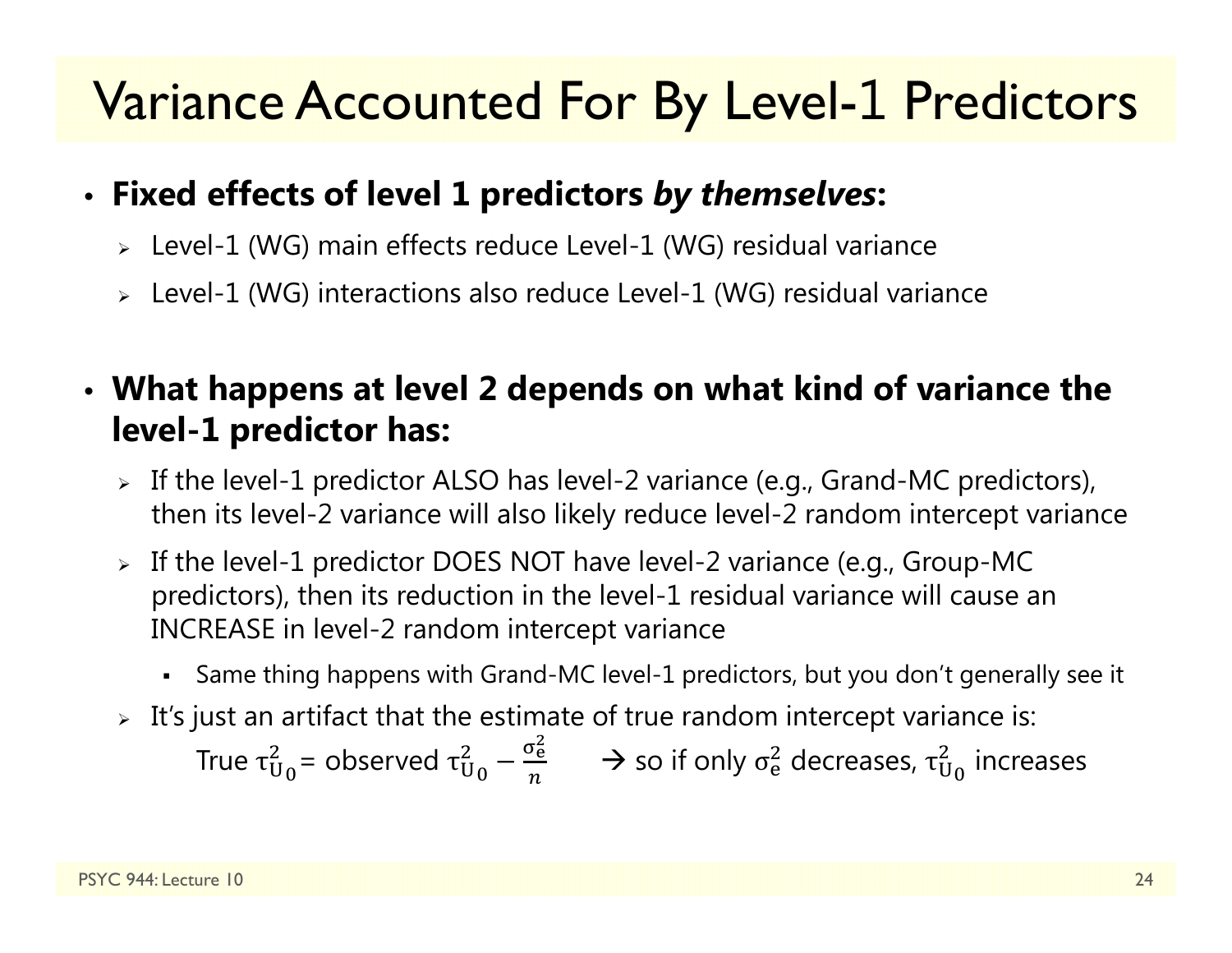# Variance Accounted For By Level-1 Predictors

- **Fixed effects of level 1 predictors *by themselves*:**
  - Level-1 (WG) main effects reduce Level-1 (WG) residual variance
  - Level-1 (WG) interactions also reduce Level-1 (WG) residual variance

- **What happens at level 2 depends on what kind of variance the level-1 predictor has:**
  - If the level-1 predictor ALSO has level-2 variance (e.g., Grand-MC predictors), then its level-2 variance will also likely reduce level-2 random intercept variance
  - If the level-1 predictor DOES NOT have level-2 variance (e.g., Group-MC predictors), then its reduction in the level-1 residual variance will cause an INCREASE in level-2 random intercept variance
    - Same thing happens with Grand-MC level-1 predictors, but you don't generally see it
  - It's just an artifact that the estimate of true random intercept variance is:
    
    True $\tau^2_{U_0}$ = observed $\tau^2_{U_0} - \frac{\sigma^2_e}{n}$ → so if only $\sigma^2_e$ decreases, $\tau^2_{U_0}$ increases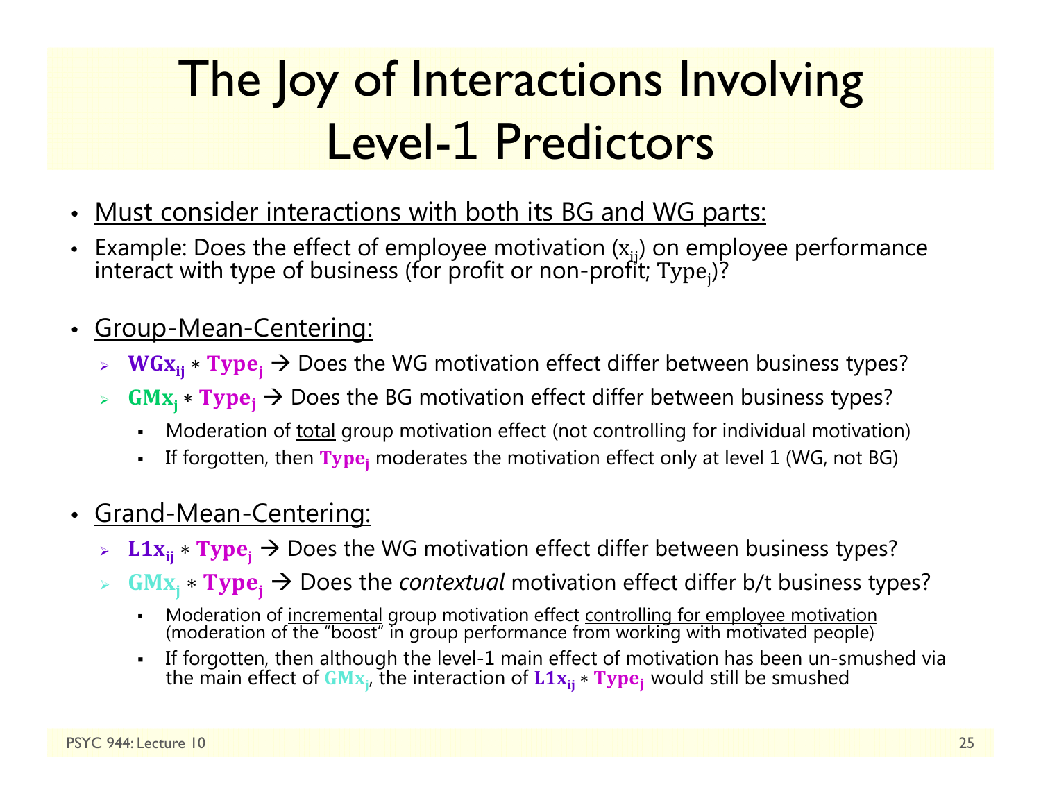# The Joy of Interactions Involving Level-1 Predictors

- Must consider interactions with both its BG and WG parts:
- Example: Does the effect of employee motivation ($\mathrm{x}_{ij}$) on employee performance interact with type of business (for profit or non-profit; $\mathrm{Type}_j$)?

- Group-Mean-Centering:
  - $\mathbf{WGx_{ij}} * \mathbf{Type_j}$ → Does the WG motivation effect differ between business types?
  - $\mathbf{GMx_j} * \mathbf{Type_j}$ → Does the BG motivation effect differ between business types?
    - Moderation of total group motivation effect (not controlling for individual motivation)
    - If forgotten, then $\mathbf{Type_j}$ moderates the motivation effect only at level 1 (WG, not BG)

- Grand-Mean-Centering:
  - $\mathbf{L1x_{ij}} * \mathbf{Type_j}$ → Does the WG motivation effect differ between business types?
  - $\mathbf{GMx_j} * \mathbf{Type_j}$ → Does the *contextual* motivation effect differ b/t business types?
    - Moderation of incremental group motivation effect controlling for employee motivation (moderation of the "boost" in group performance from working with motivated people)
    - If forgotten, then although the level-1 main effect of motivation has been un-smushed via the main effect of $\mathbf{GMx_j}$, the interaction of $\mathbf{L1x_{ij}} * \mathbf{Type_j}$ would still be smushed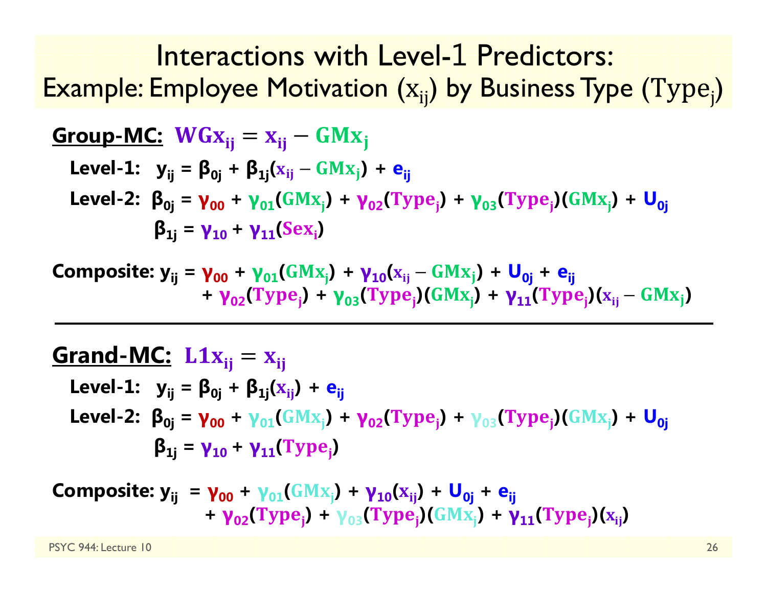# Interactions with Level-1 Predictors: Example: Employee Motivation ($x_{ij}$) by Business Type ($Type_j$)

**Group-MC:** $WGx_{ij} = x_{ij} - GMx_j$

**Level-1:** $y_{ij} = \beta_{0j} + \beta_{1j}(x_{ij} - GMx_j) + e_{ij}$

**Level-2:** $\beta_{0j} = \gamma_{00} + \gamma_{01}(GMx_j) + \gamma_{02}(Type_j) + \gamma_{03}(Type_j)(GMx_j) + U_{0j}$

$\beta_{1j} = \gamma_{10} + \gamma_{11}(Sex_i)$

**Composite:** $y_{ij} = \gamma_{00} + \gamma_{01}(GMx_j) + \gamma_{10}(x_{ij} - GMx_j) + U_{0j} + e_{ij}$
$+ \gamma_{02}(Type_j) + \gamma_{03}(Type_j)(GMx_j) + \gamma_{11}(Type_j)(x_{ij} - GMx_j)$

---

**Grand-MC:** $L1x_{ij} = x_{ij}$

**Level-1:** $y_{ij} = \beta_{0j} + \beta_{1j}(x_{ij}) + e_{ij}$

**Level-2:** $\beta_{0j} = \gamma_{00} + \gamma_{01}(GMx_j) + \gamma_{02}(Type_j) + \gamma_{03}(Type_j)(GMx_j) + U_{0j}$

$\beta_{1j} = \gamma_{10} + \gamma_{11}(Type_j)$

**Composite:** $y_{ij} = \gamma_{00} + \gamma_{01}(GMx_j) + \gamma_{10}(x_{ij}) + U_{0j} + e_{ij}$
$+ \gamma_{02}(Type_j) + \gamma_{03}(Type_j)(GMx_j) + \gamma_{11}(Type_j)(x_{ij})$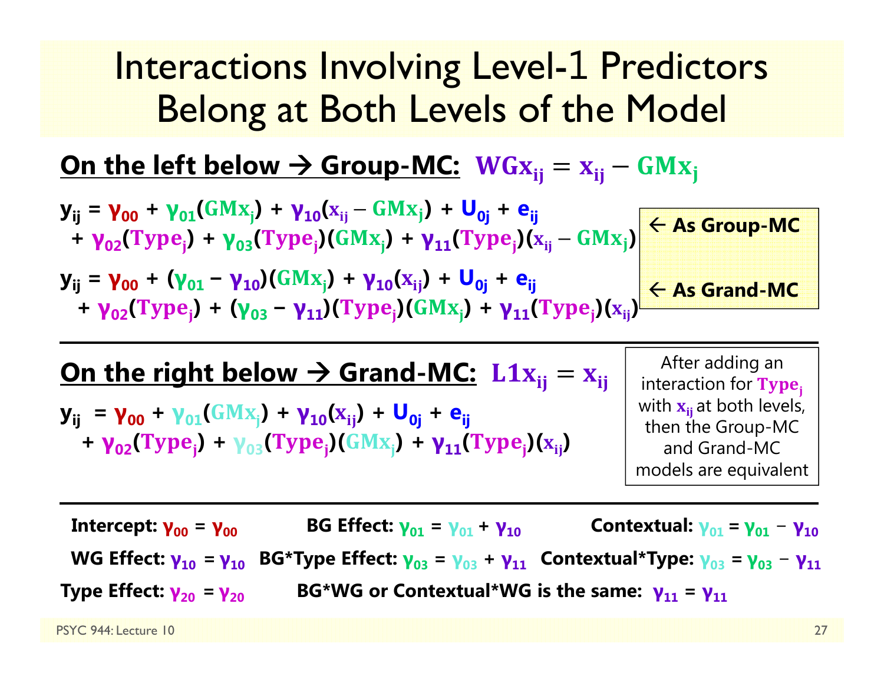# Interactions Involving Level-1 Predictors Belong at Both Levels of the Model

**On the left below → Group-MC:** $WGx_{ij} = x_{ij} - GMx_j$

$$y_{ij} = \gamma_{00} + \gamma_{01}(GMx_j) + \gamma_{10}(x_{ij} - GMx_j) + U_{0j} + e_{ij} + \gamma_{02}(Type_j) + \gamma_{03}(Type_j)(GMx_j) + \gamma_{11}(Type_j)(x_{ij} - GMx_j)$$

← As Group-MC

$$y_{ij} = \gamma_{00} + (\gamma_{01} - \gamma_{10})(GMx_j) + \gamma_{10}(x_{ij}) + U_{0j} + e_{ij} + \gamma_{02}(Type_j) + (\gamma_{03} - \gamma_{11})(Type_j)(GMx_j) + \gamma_{11}(Type_j)(x_{ij})$$

← As Grand-MC

**On the right below → Grand-MC:** $L1x_{ij} = x_{ij}$

$$y_{ij} = \gamma_{00} + \gamma_{01}(GMx_j) + \gamma_{10}(x_{ij}) + U_{0j} + e_{ij} + \gamma_{02}(Type_j) + \gamma_{03}(Type_j)(GMx_j) + \gamma_{11}(Type_j)(x_{ij})$$

After adding an interaction for $Type_j$ with $x_{ij}$ at both levels, then the Group-MC and Grand-MC models are equivalent

**Intercept:** $\gamma_{00} = \gamma_{00}$

**BG Effect:** $\gamma_{01} = \gamma_{01} + \gamma_{10}$

**Contextual:** $\gamma_{01} = \gamma_{01} - \gamma_{10}$

**WG Effect:** $\gamma_{10} = \gamma_{10}$

**BG*Type Effect:** $\gamma_{03} = \gamma_{03} + \gamma_{11}$

**Contextual*Type:** $\gamma_{03} = \gamma_{03} - \gamma_{11}$

**Type Effect:** $\gamma_{20} = \gamma_{20}$

**BG*WG or Contextual*WG is the same:** $\gamma_{11} = \gamma_{11}$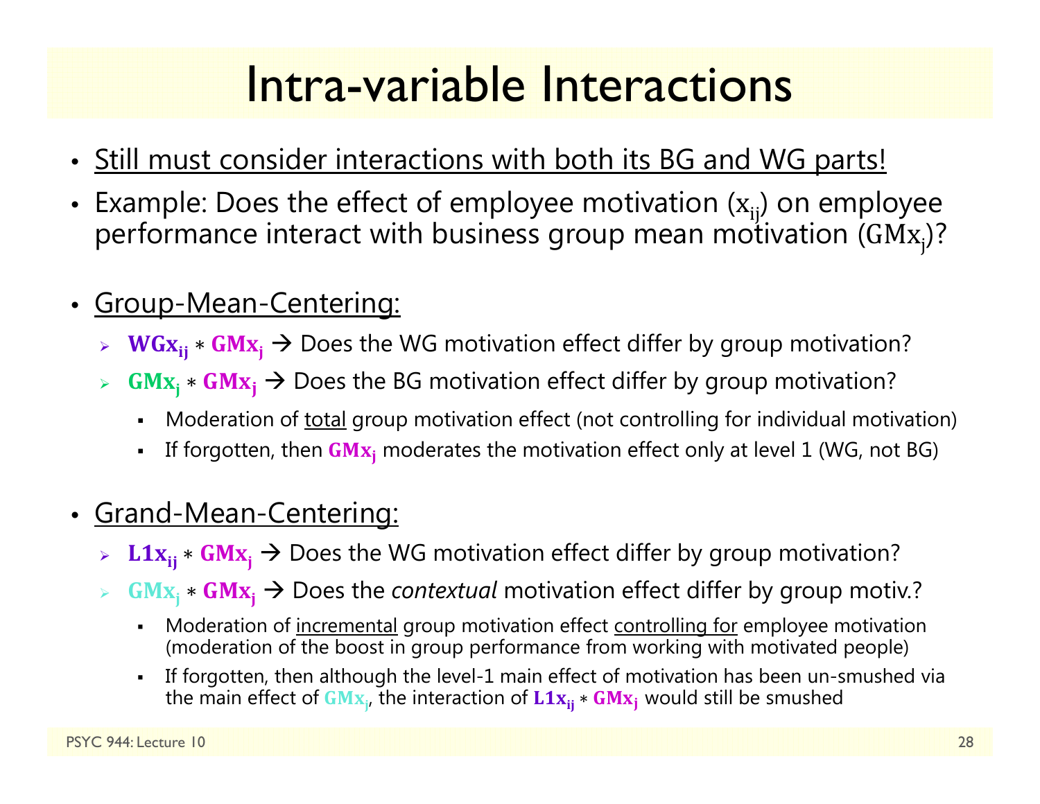# Intra-variable Interactions

- Still must consider interactions with both its BG and WG parts!
- Example: Does the effect of employee motivation ($\mathrm{x_{ij}}$) on employee performance interact with business group mean motivation ($\mathrm{GMx_j}$)?

- Group-Mean-Centering:
  - $\mathbf{WGx_{ij}} * \mathbf{GMx_j}$ → Does the WG motivation effect differ by group motivation?
  - $\mathbf{GMx_j} * \mathbf{GMx_j}$ → Does the BG motivation effect differ by group motivation?
    - Moderation of total group motivation effect (not controlling for individual motivation)
    - If forgotten, then $\mathbf{GMx_j}$ moderates the motivation effect only at level 1 (WG, not BG)

- Grand-Mean-Centering:
  - $\mathbf{L1x_{ij}} * \mathbf{GMx_j}$ → Does the WG motivation effect differ by group motivation?
  - $\mathbf{GMx_j} * \mathbf{GMx_j}$ → Does the *contextual* motivation effect differ by group motiv.?
    - Moderation of incremental group motivation effect controlling for employee motivation (moderation of the boost in group performance from working with motivated people)
    - If forgotten, then although the level-1 main effect of motivation has been un-smushed via the main effect of $\mathrm{GMx_j}$, the interaction of $\mathbf{L1x_{ij}} * \mathbf{GMx_j}$ would still be smushed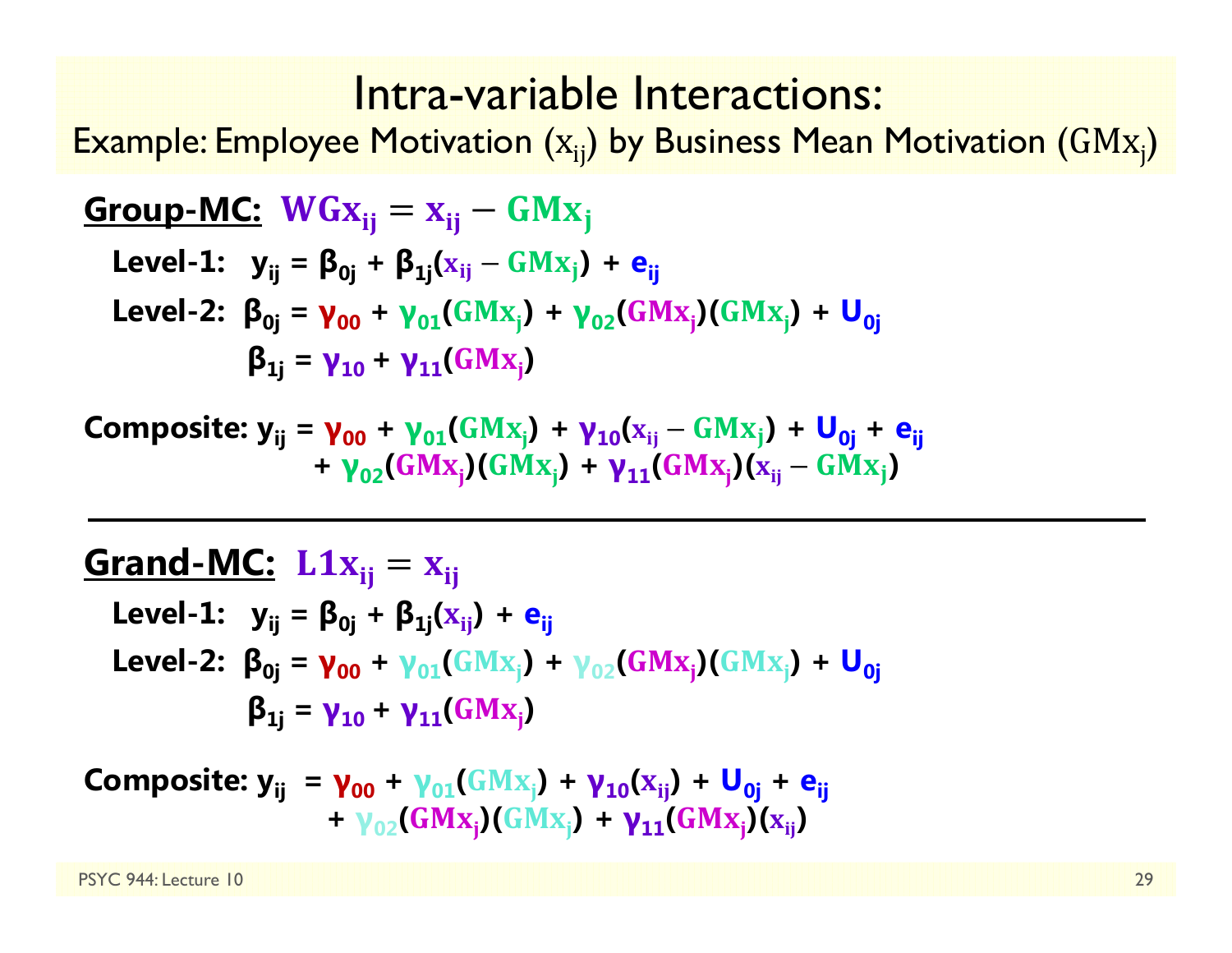# Intra-variable Interactions:

## Example: Employee Motivation ($x_{ij}$) by Business Mean Motivation ($GMx_j$)

**Group-MC:** $WGx_{ij} = x_{ij} - GMx_j$

**Level-1:** $y_{ij} = \beta_{0j} + \beta_{1j}(x_{ij} - GMx_j) + e_{ij}$

**Level-2:** $\beta_{0j} = \gamma_{00} + \gamma_{01}(GMx_j) + \gamma_{02}(GMx_j)(GMx_j) + U_{0j}$

$\beta_{1j} = \gamma_{10} + \gamma_{11}(GMx_j)$

**Composite:**

$$y_{ij} = \gamma_{00} + \gamma_{01}(GMx_j) + \gamma_{10}(x_{ij} - GMx_j) + U_{0j} + e_{ij} + \gamma_{02}(GMx_j)(GMx_j) + \gamma_{11}(GMx_j)(x_{ij} - GMx_j)$$

---

**Grand-MC:** $L1x_{ij} = x_{ij}$

**Level-1:** $y_{ij} = \beta_{0j} + \beta_{1j}(x_{ij}) + e_{ij}$

**Level-2:** $\beta_{0j} = \gamma_{00} + \gamma_{01}(GMx_j) + \gamma_{02}(GMx_j)(GMx_j) + U_{0j}$

$\beta_{1j} = \gamma_{10} + \gamma_{11}(GMx_j)$

**Composite:**

$$y_{ij} = \gamma_{00} + \gamma_{01}(GMx_j) + \gamma_{10}(x_{ij}) + U_{0j} + e_{ij} + \gamma_{02}(GMx_j)(GMx_j) + \gamma_{11}(GMx_j)(x_{ij})$$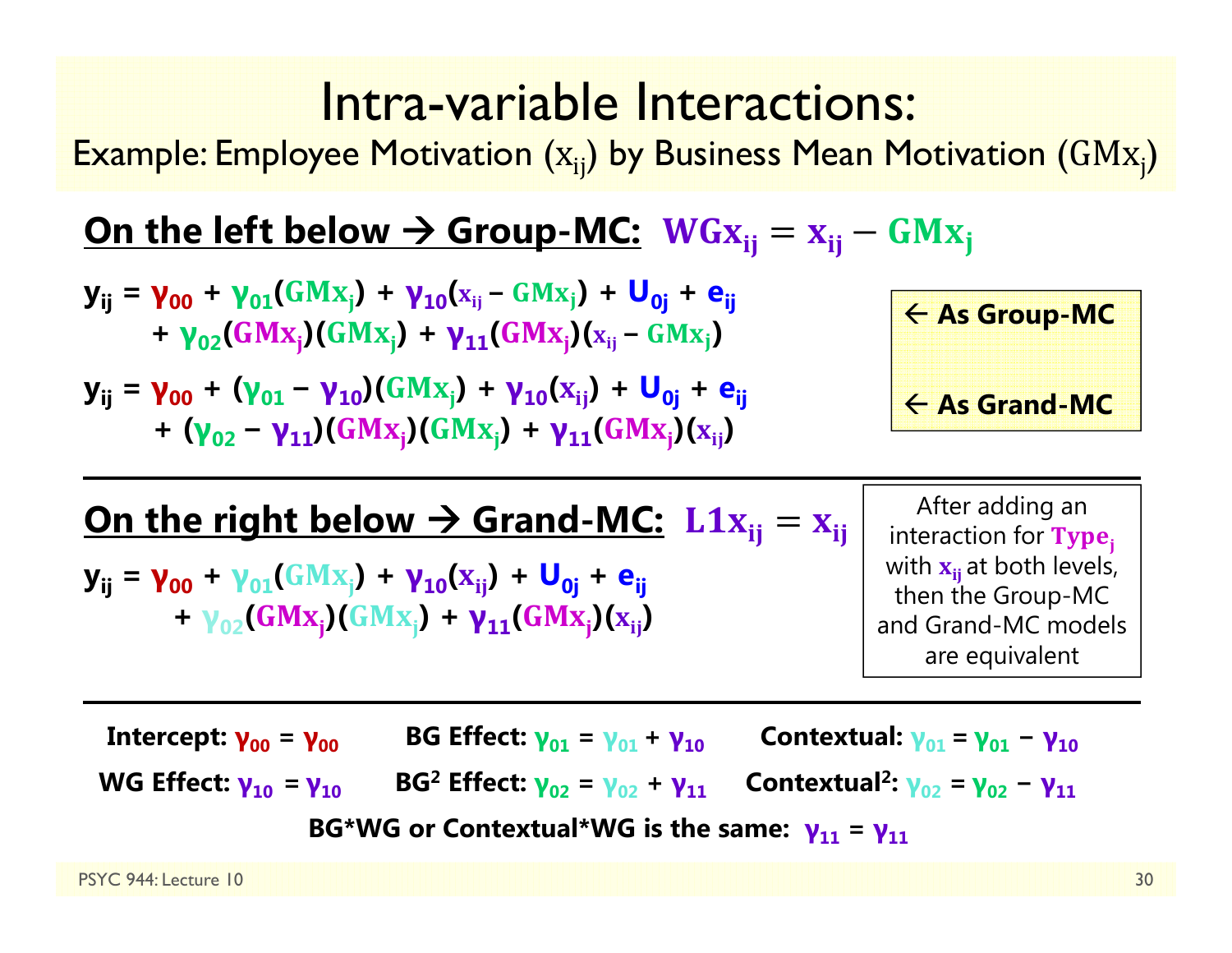# Intra-variable Interactions:

Example: Employee Motivation ($x_{ij}$) by Business Mean Motivation ($GMx_j$)

## On the left below → Group-MC: $WGx_{ij} = x_{ij} - GMx_j$

$$y_{ij} = \gamma_{00} + \gamma_{01}(GMx_j) + \gamma_{10}(x_{ij} - GMx_j) + U_{0j} + e_{ij} + \gamma_{02}(GMx_j)(GMx_j) + \gamma_{11}(GMx_j)(x_{ij} - GMx_j)$$

← As Group-MC

$$y_{ij} = \gamma_{00} + (\gamma_{01} - \gamma_{10})(GMx_j) + \gamma_{10}(x_{ij}) + U_{0j} + e_{ij} + (\gamma_{02} - \gamma_{11})(GMx_j)(GMx_j) + \gamma_{11}(GMx_j)(x_{ij})$$

← As Grand-MC

## On the right below → Grand-MC: $L1x_{ij} = x_{ij}$

$$y_{ij} = \gamma_{00} + \gamma_{01}(GMx_j) + \gamma_{10}(x_{ij}) + U_{0j} + e_{ij} + \gamma_{02}(GMx_j)(GMx_j) + \gamma_{11}(GMx_j)(x_{ij})$$

After adding an interaction for $Type_j$ with $x_{ij}$ at both levels, then the Group-MC and Grand-MC models are equivalent

**Intercept:** $\gamma_{00} = \gamma_{00}$ **BG Effect:** $\gamma_{01} = \gamma_{01} + \gamma_{10}$ **Contextual:** $\gamma_{01} = \gamma_{01} - \gamma_{10}$

**WG Effect:** $\gamma_{10} = \gamma_{10}$ **BG$^2$ Effect:** $\gamma_{02} = \gamma_{02} + \gamma_{11}$ **Contextual$^2$:** $\gamma_{02} = \gamma_{02} - \gamma_{11}$

**BG*WG or Contextual*WG is the same:** $\gamma_{11} = \gamma_{11}$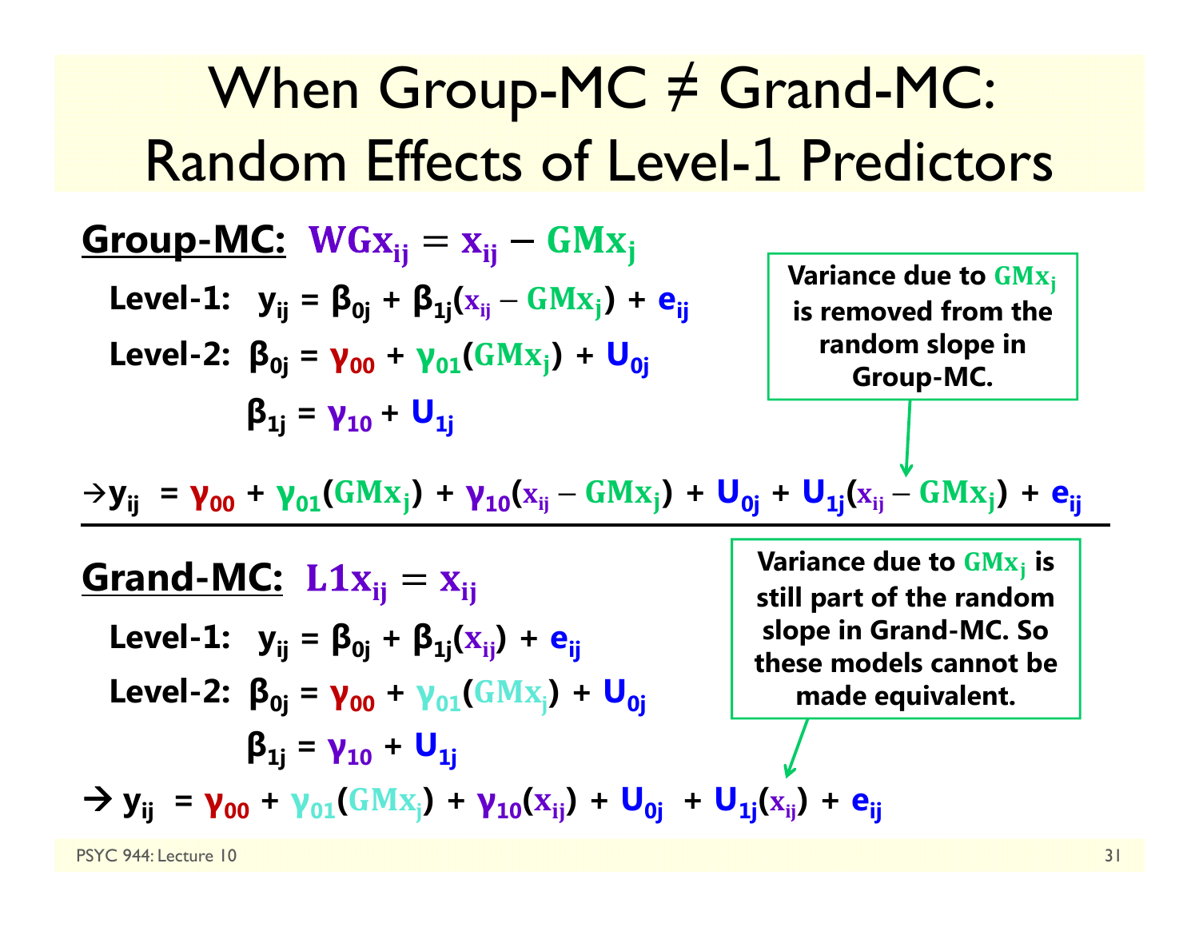# When Group-MC ≠ Grand-MC: Random Effects of Level-1 Predictors

**Group-MC:** $WGx_{ij} = x_{ij} - GMx_j$

**Level-1:** $y_{ij} = \beta_{0j} + \beta_{1j}(x_{ij} - GMx_j) + e_{ij}$

**Level-2:** $\beta_{0j} = \gamma_{00} + \gamma_{01}(GMx_j) + U_{0j}$

$\beta_{1j} = \gamma_{10} + U_{1j}$

$$\rightarrow y_{ij} = \gamma_{00} + \gamma_{01}(GMx_j) + \gamma_{10}(x_{ij} - GMx_j) + U_{0j} + U_{1j}(x_{ij} - GMx_j) + e_{ij}$$

**Variance due to $GMx_j$ is removed from the random slope in Group-MC.**

---

**Grand-MC:** $L1x_{ij} = x_{ij}$

**Level-1:** $y_{ij} = \beta_{0j} + \beta_{1j}(x_{ij}) + e_{ij}$

**Level-2:** $\beta_{0j} = \gamma_{00} + \gamma_{01}(GMx_j) + U_{0j}$

$\beta_{1j} = \gamma_{10} + U_{1j}$

$$\rightarrow y_{ij} = \gamma_{00} + \gamma_{01}(GMx_j) + \gamma_{10}(x_{ij}) + U_{0j} + U_{1j}(x_{ij}) + e_{ij}$$

**Variance due to $GMx_j$ is still part of the random slope in Grand-MC. So these models cannot be made equivalent.**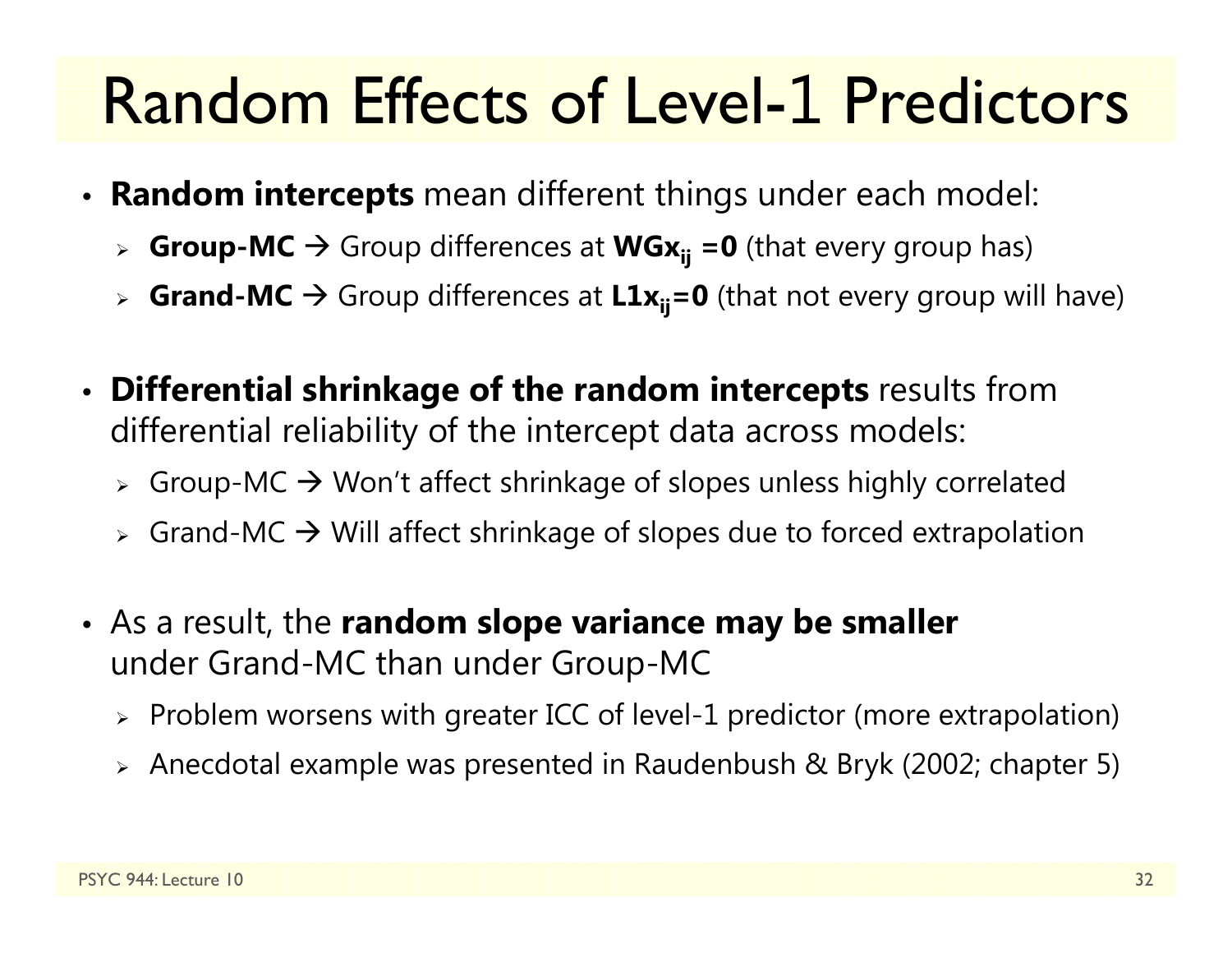# Random Effects of Level-1 Predictors

- **Random intercepts** mean different things under each model:
  - **Group-MC** → Group differences at $\mathbf{WGx_{ij} = 0}$ (that every group has)
  - **Grand-MC** → Group differences at $\mathbf{L1x_{ij} = 0}$ (that not every group will have)

- **Differential shrinkage of the random intercepts** results from differential reliability of the intercept data across models:
  - Group-MC → Won't affect shrinkage of slopes unless highly correlated
  - Grand-MC → Will affect shrinkage of slopes due to forced extrapolation

- As a result, the **random slope variance may be smaller** under Grand-MC than under Group-MC
  - Problem worsens with greater ICC of level-1 predictor (more extrapolation)
  - Anecdotal example was presented in Raudenbush & Bryk (2002; chapter 5)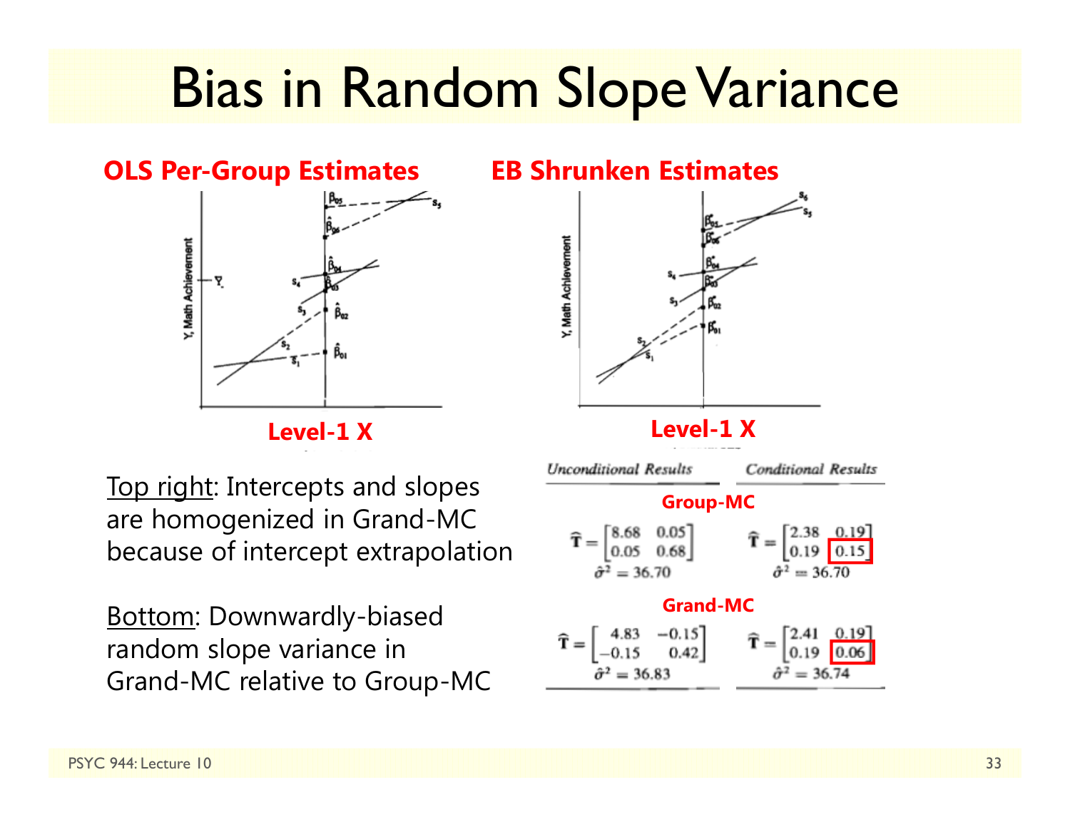# Bias in Random Slope Variance

**OLS Per-Group Estimates** | **EB Shrunken Estimates**

Level-1 X | Level-1 X

Top right: Intercepts and slopes are homogenized in Grand-MC because of intercept extrapolation

Bottom: Downwardly-biased random slope variance in Grand-MC relative to Group-MC

| | *Unconditional Results* | *Conditional Results* |
|---|---|---|
| **Group-MC** | $\hat{\mathbf{T}} = \begin{bmatrix} 8.68 & 0.05 \\ 0.05 & 0.68 \end{bmatrix}$, $\hat{\sigma}^2 = 36.70$ | $\hat{\mathbf{T}} = \begin{bmatrix} 2.38 & 0.19 \\ 0.19 & 0.15 \end{bmatrix}$, $\hat{\sigma}^2 = 36.70$ |
| **Grand-MC** | $\hat{\mathbf{T}} = \begin{bmatrix} 4.83 & -0.15 \\ -0.15 & 0.42 \end{bmatrix}$, $\hat{\sigma}^2 = 36.83$ | $\hat{\mathbf{T}} = \begin{bmatrix} 2.41 & 0.19 \\ 0.19 & 0.06 \end{bmatrix}$, $\hat{\sigma}^2 = 36.74$ |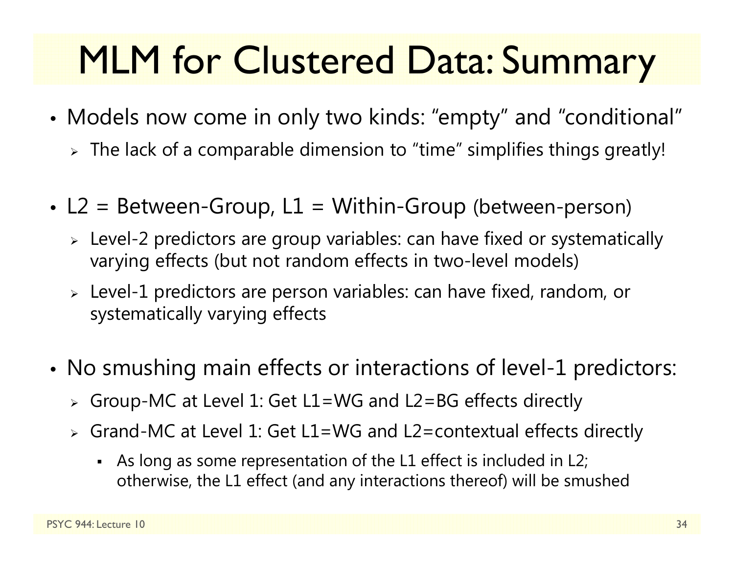# MLM for Clustered Data: Summary

- Models now come in only two kinds: "empty" and "conditional"
  - The lack of a comparable dimension to "time" simplifies things greatly!

- L2 = Between-Group, L1 = Within-Group (between-person)
  - Level-2 predictors are group variables: can have fixed or systematically varying effects (but not random effects in two-level models)
  - Level-1 predictors are person variables: can have fixed, random, or systematically varying effects

- No smushing main effects or interactions of level-1 predictors:
  - Group-MC at Level 1: Get L1=WG and L2=BG effects directly
  - Grand-MC at Level 1: Get L1=WG and L2=contextual effects directly
    - As long as some representation of the L1 effect is included in L2; otherwise, the L1 effect (and any interactions thereof) will be smushed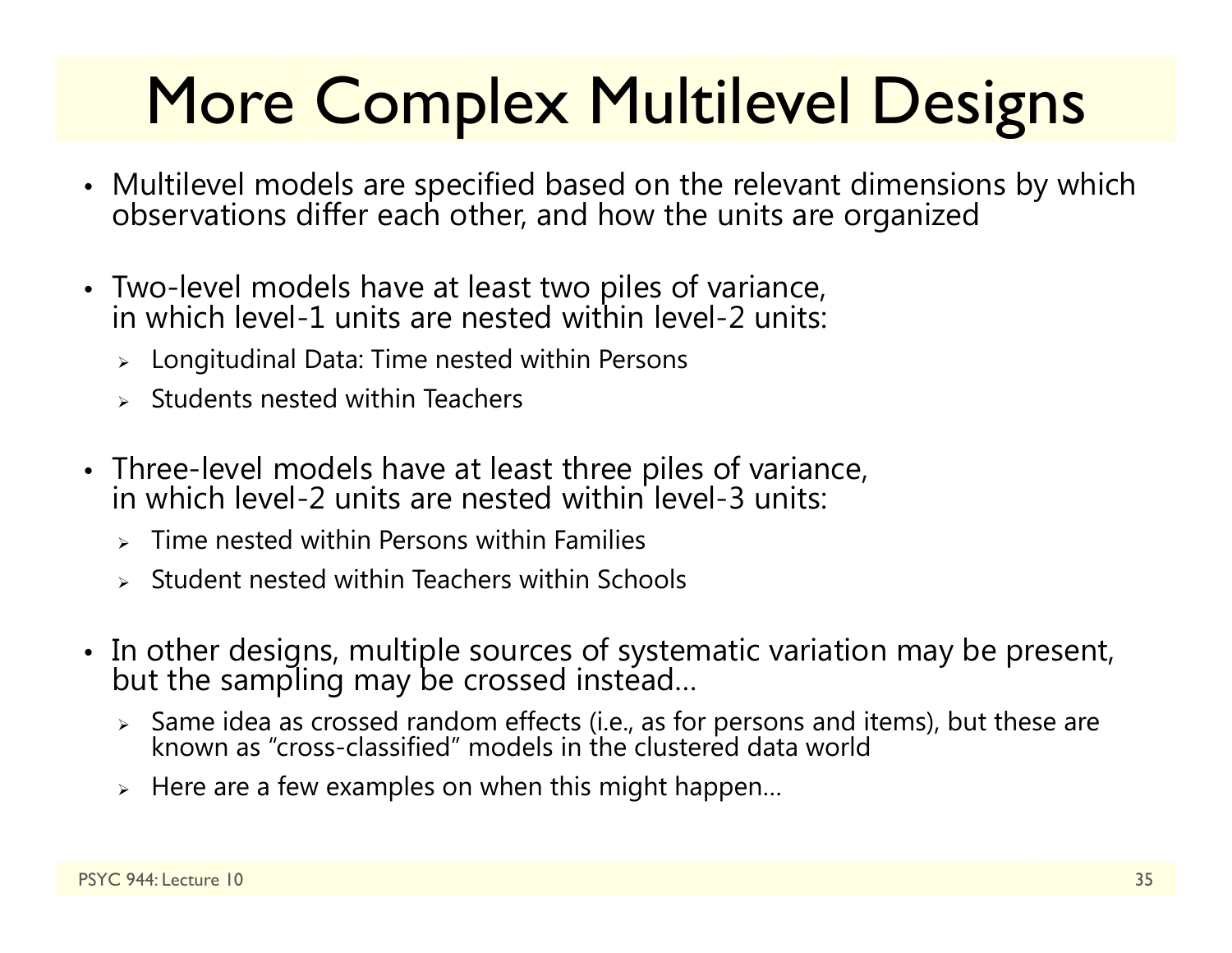# More Complex Multilevel Designs

- Multilevel models are specified based on the relevant dimensions by which observations differ each other, and how the units are organized
- Two-level models have at least two piles of variance, in which level-1 units are nested within level-2 units:
  - Longitudinal Data: Time nested within Persons
  - Students nested within Teachers
- Three-level models have at least three piles of variance, in which level-2 units are nested within level-3 units:
  - Time nested within Persons within Families
  - Student nested within Teachers within Schools
- In other designs, multiple sources of systematic variation may be present, but the sampling may be crossed instead…
  - Same idea as crossed random effects (i.e., as for persons and items), but these are known as "cross-classified" models in the clustered data world
  - Here are a few examples on when this might happen…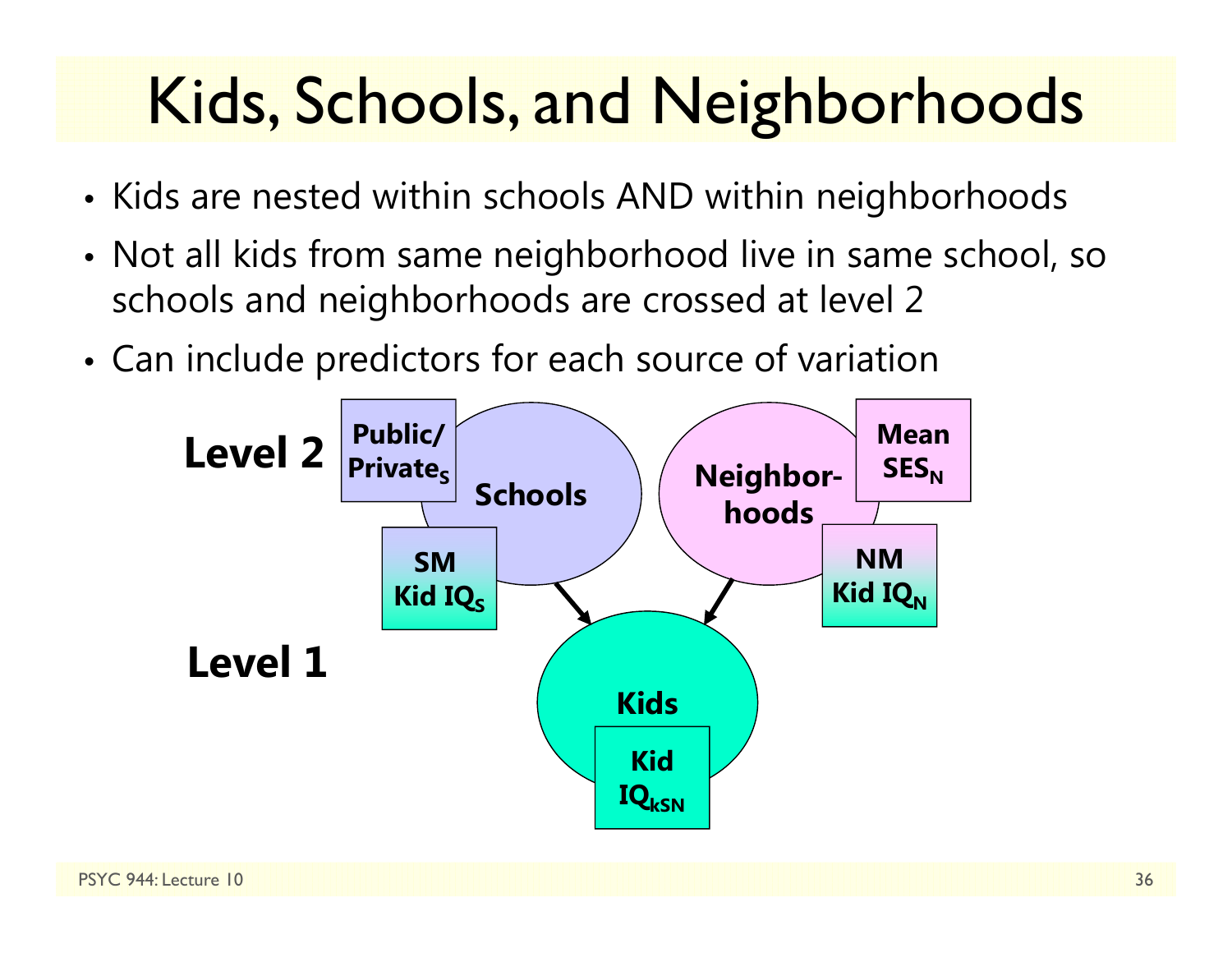# Kids, Schools, and Neighborhoods

- Kids are nested within schools AND within neighborhoods
- Not all kids from same neighborhood live in same school, so schools and neighborhoods are crossed at level 2
- Can include predictors for each source of variation

**Level 2**

**Public/ $\text{Private}_S$**

**Schools**

**SM Kid $IQ_S$**

**Neighbor-hoods**

**Mean $SES_N$**

**NM Kid $IQ_N$**

**Level 1**

**Kids**

**Kid $IQ_{kSN}$**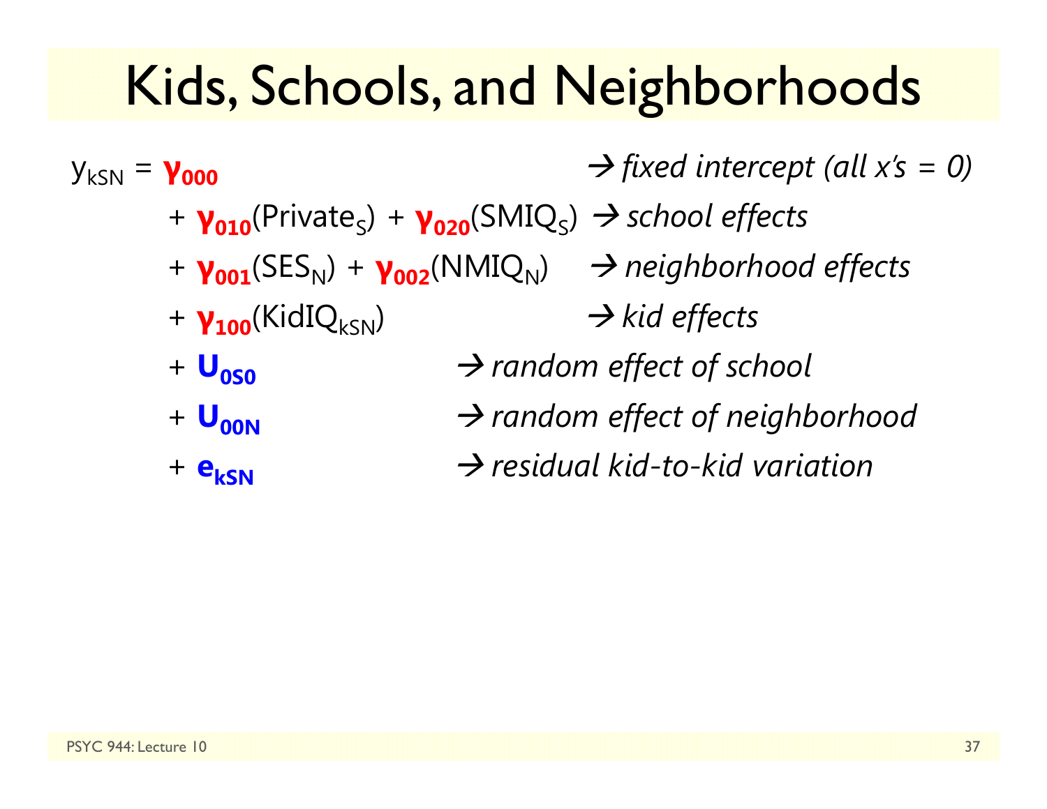# Kids, Schools, and Neighborhoods

$y_{kSN} = \gamma_{000}$ → *fixed intercept (all x's = 0)*

$+ \gamma_{010}(\text{Private}_S) + \gamma_{020}(\text{SMIQ}_S)$ → *school effects*

$+ \gamma_{001}(\text{SES}_N) + \gamma_{002}(\text{NMIQ}_N)$ → *neighborhood effects*

$+ \gamma_{100}(\text{KidIQ}_{kSN})$ → *kid effects*

$+ U_{0S0}$ → *random effect of school*

$+ U_{00N}$ → *random effect of neighborhood*

$+ e_{kSN}$ → *residual kid-to-kid variation*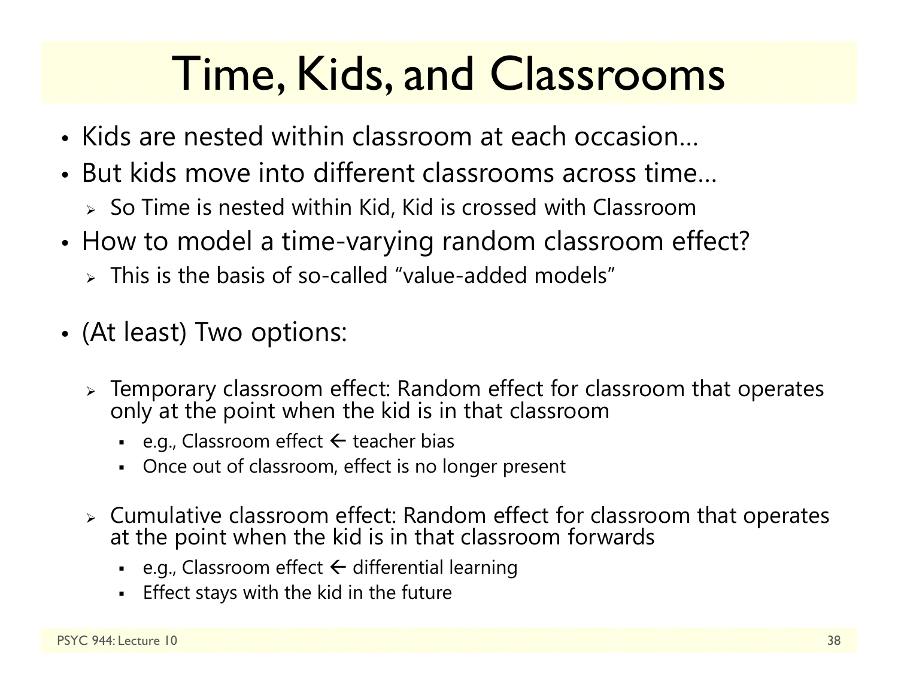# Time, Kids, and Classrooms

- Kids are nested within classroom at each occasion…
- But kids move into different classrooms across time…
  - So Time is nested within Kid, Kid is crossed with Classroom
- How to model a time-varying random classroom effect?
  - This is the basis of so-called “value-added models”
- (At least) Two options:
  - Temporary classroom effect: Random effect for classroom that operates only at the point when the kid is in that classroom
    - e.g., Classroom effect ← teacher bias
    - Once out of classroom, effect is no longer present
  - Cumulative classroom effect: Random effect for classroom that operates at the point when the kid is in that classroom forwards
    - e.g., Classroom effect ← differential learning
    - Effect stays with the kid in the future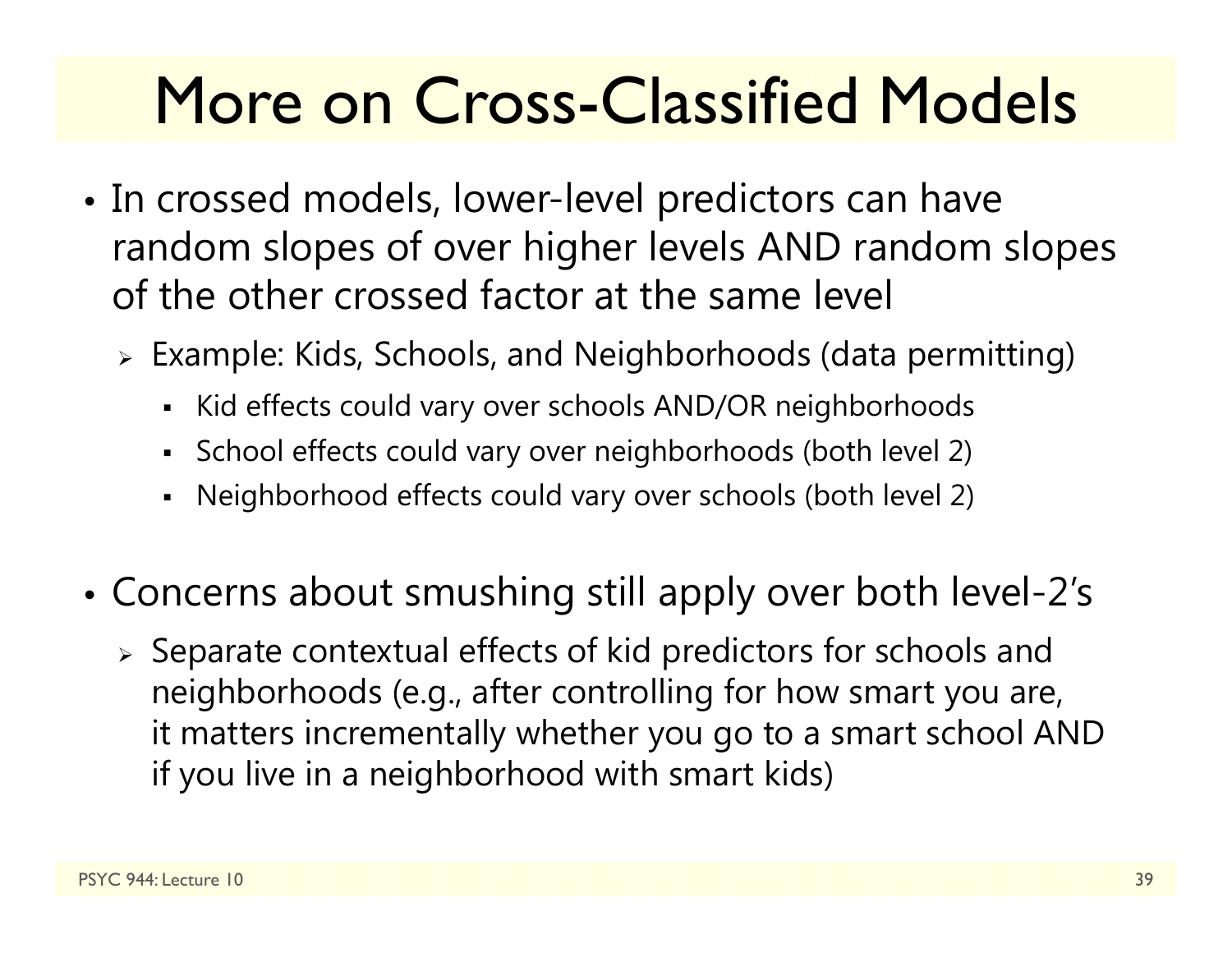# More on Cross-Classified Models

- In crossed models, lower-level predictors can have random slopes of over higher levels AND random slopes of the other crossed factor at the same level
  - Example: Kids, Schools, and Neighborhoods (data permitting)
    - Kid effects could vary over schools AND/OR neighborhoods
    - School effects could vary over neighborhoods (both level 2)
    - Neighborhood effects could vary over schools (both level 2)

- Concerns about smushing still apply over both level-2's
  - Separate contextual effects of kid predictors for schools and neighborhoods (e.g., after controlling for how smart you are, it matters incrementally whether you go to a smart school AND if you live in a neighborhood with smart kids)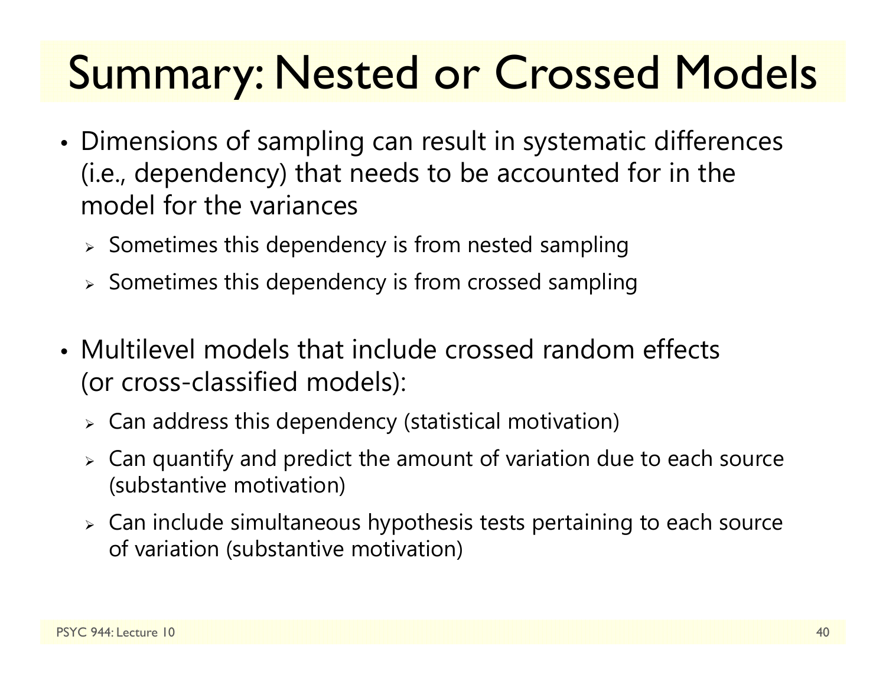# Summary: Nested or Crossed Models

- Dimensions of sampling can result in systematic differences (i.e., dependency) that needs to be accounted for in the model for the variances
  - Sometimes this dependency is from nested sampling
  - Sometimes this dependency is from crossed sampling

- Multilevel models that include crossed random effects (or cross-classified models):
  - Can address this dependency (statistical motivation)
  - Can quantify and predict the amount of variation due to each source (substantive motivation)
  - Can include simultaneous hypothesis tests pertaining to each source of variation (substantive motivation)